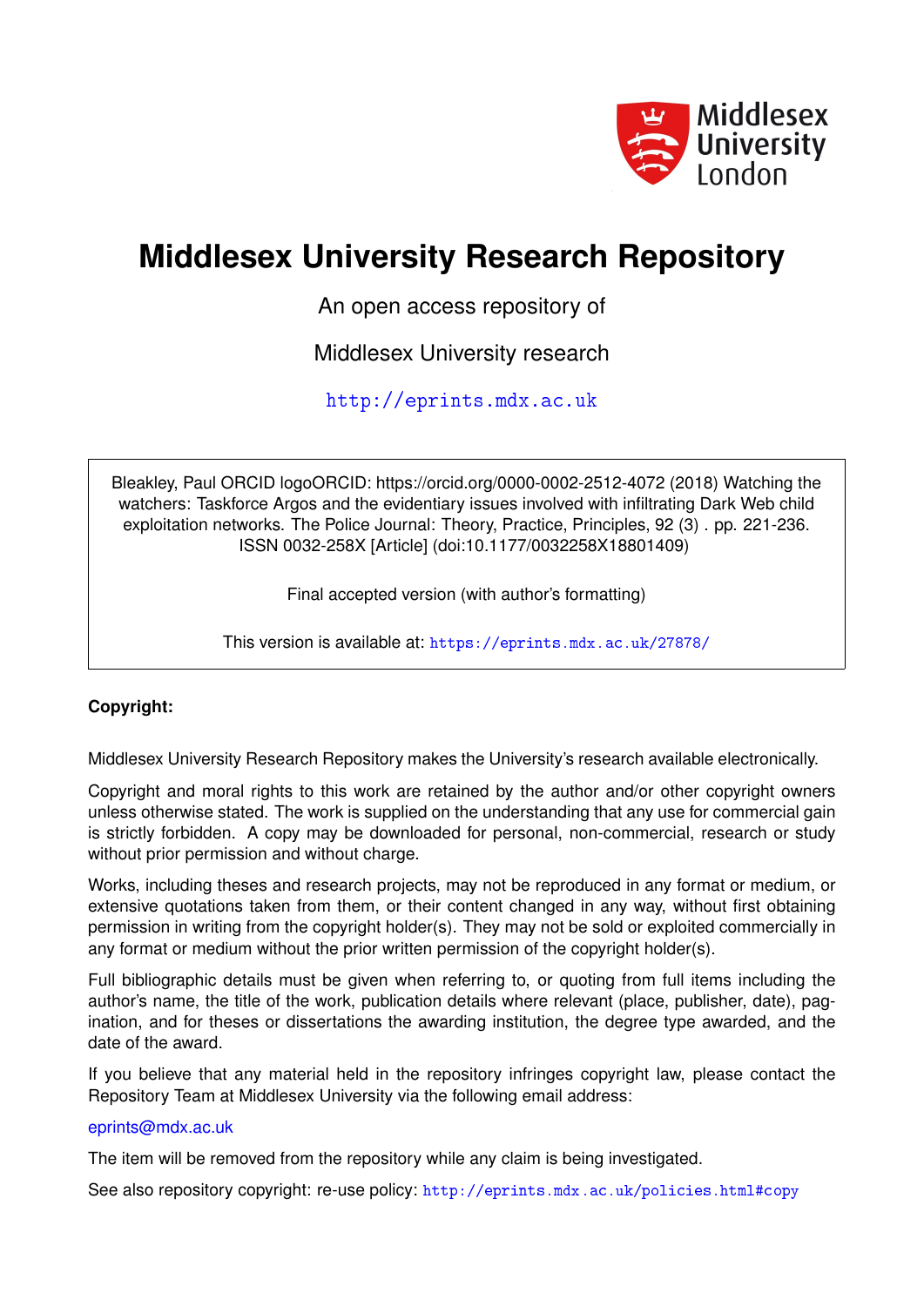Middlesex University London

# Middlesex University Research Repository

An open access repository of

Middlesex University research

http://eprints.mdx.ac.uk

Bleakley, Paul ORCID logoORCID: https://orcid.org/0000-0002-2512-4072 (2018) Watching the watchers: Taskforce Argos and the evidentiary issues involved with infiltrating Dark Web child exploitation networks. The Police Journal: Theory, Practice, Principles, 92 (3) . pp. 221-236. ISSN 0032-258X [Article] (doi:10.1177/0032258X18801409)

Final accepted version (with author's formatting)

This version is available at: https://eprints.mdx.ac.uk/27878/

**Copyright:**

Middlesex University Research Repository makes the University's research available electronically.

Copyright and moral rights to this work are retained by the author and/or other copyright owners unless otherwise stated. The work is supplied on the understanding that any use for commercial gain is strictly forbidden. A copy may be downloaded for personal, non-commercial, research or study without prior permission and without charge.

Works, including theses and research projects, may not be reproduced in any format or medium, or extensive quotations taken from them, or their content changed in any way, without first obtaining permission in writing from the copyright holder(s). They may not be sold or exploited commercially in any format or medium without the prior written permission of the copyright holder(s).

Full bibliographic details must be given when referring to, or quoting from full items including the author's name, the title of the work, publication details where relevant (place, publisher, date), pagination, and for theses or dissertations the awarding institution, the degree type awarded, and the date of the award.

If you believe that any material held in the repository infringes copyright law, please contact the Repository Team at Middlesex University via the following email address:

eprints@mdx.ac.uk

The item will be removed from the repository while any claim is being investigated.

See also repository copyright: re-use policy: http://eprints.mdx.ac.uk/policies.html#copy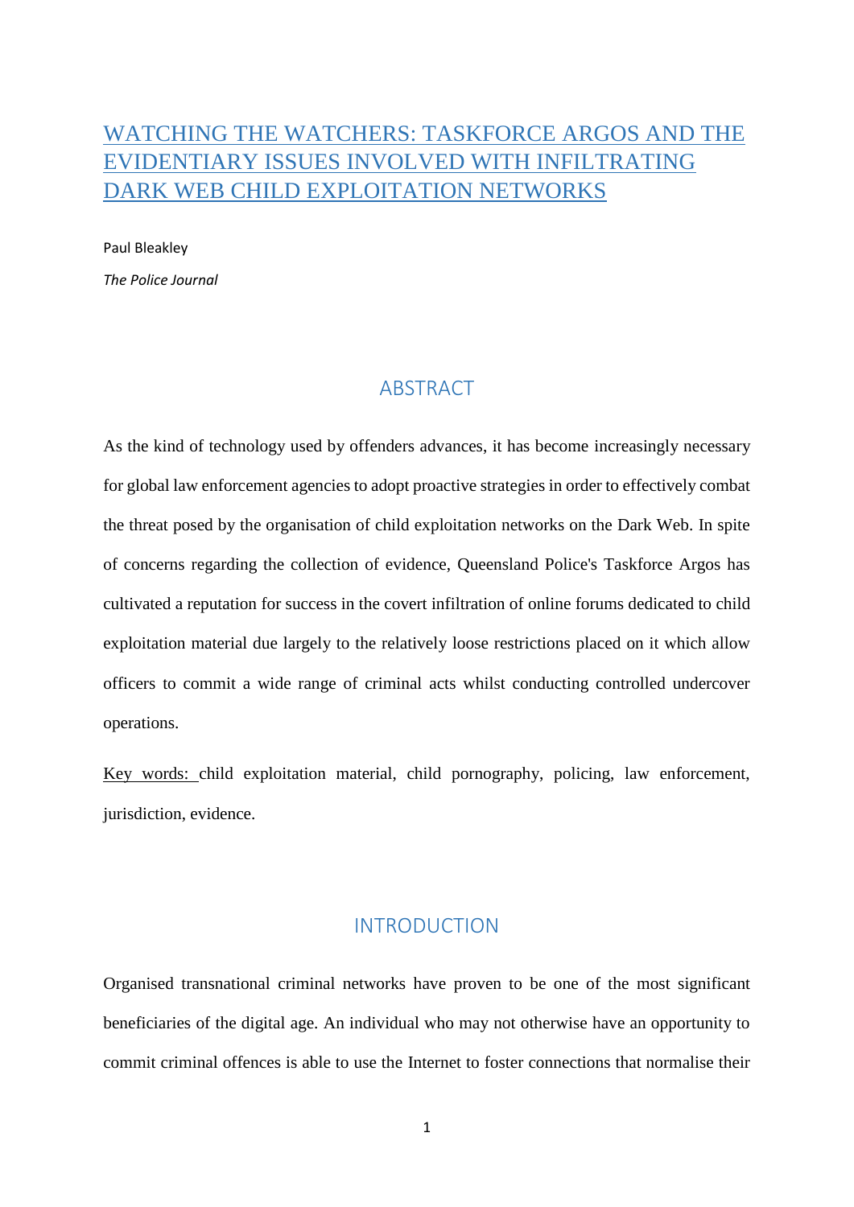# WATCHING THE WATCHERS: TASKFORCE ARGOS AND THE EVIDENTIARY ISSUES INVOLVED WITH INFILTRATING DARK WEB CHILD EXPLOITATION NETWORKS

Paul Bleakley

*The Police Journal*

## ABSTRACT

As the kind of technology used by offenders advances, it has become increasingly necessary for global law enforcement agencies to adopt proactive strategies in order to effectively combat the threat posed by the organisation of child exploitation networks on the Dark Web. In spite of concerns regarding the collection of evidence, Queensland Police's Taskforce Argos has cultivated a reputation for success in the covert infiltration of online forums dedicated to child exploitation material due largely to the relatively loose restrictions placed on it which allow officers to commit a wide range of criminal acts whilst conducting controlled undercover operations.

Key words: child exploitation material, child pornography, policing, law enforcement, jurisdiction, evidence.

## INTRODUCTION

Organised transnational criminal networks have proven to be one of the most significant beneficiaries of the digital age. An individual who may not otherwise have an opportunity to commit criminal offences is able to use the Internet to foster connections that normalise their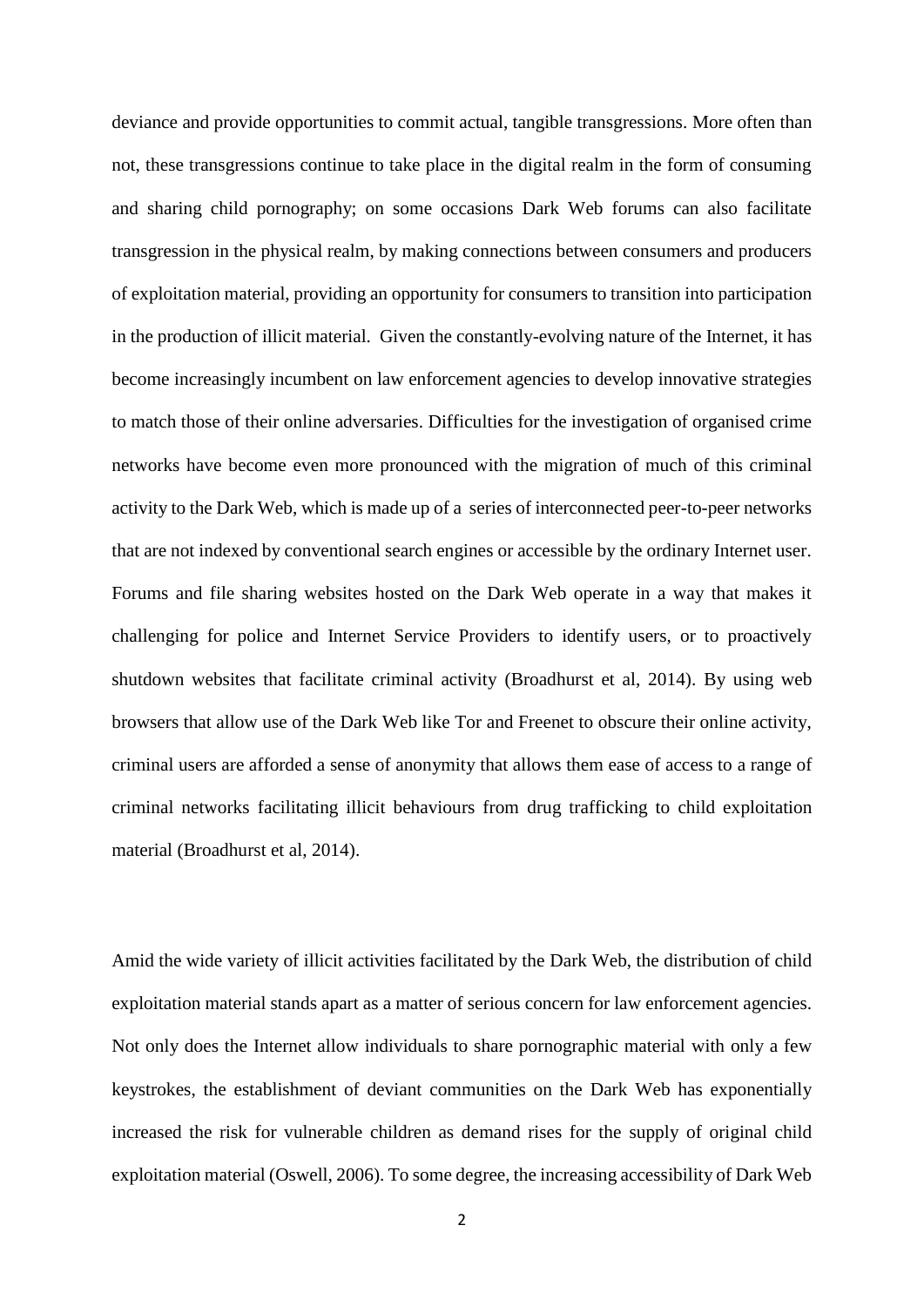deviance and provide opportunities to commit actual, tangible transgressions. More often than not, these transgressions continue to take place in the digital realm in the form of consuming and sharing child pornography; on some occasions Dark Web forums can also facilitate transgression in the physical realm, by making connections between consumers and producers of exploitation material, providing an opportunity for consumers to transition into participation in the production of illicit material. Given the constantly-evolving nature of the Internet, it has become increasingly incumbent on law enforcement agencies to develop innovative strategies to match those of their online adversaries. Difficulties for the investigation of organised crime networks have become even more pronounced with the migration of much of this criminal activity to the Dark Web, which is made up of a series of interconnected peer-to-peer networks that are not indexed by conventional search engines or accessible by the ordinary Internet user. Forums and file sharing websites hosted on the Dark Web operate in a way that makes it challenging for police and Internet Service Providers to identify users, or to proactively shutdown websites that facilitate criminal activity (Broadhurst et al, 2014). By using web browsers that allow use of the Dark Web like Tor and Freenet to obscure their online activity, criminal users are afforded a sense of anonymity that allows them ease of access to a range of criminal networks facilitating illicit behaviours from drug trafficking to child exploitation material (Broadhurst et al, 2014).

Amid the wide variety of illicit activities facilitated by the Dark Web, the distribution of child exploitation material stands apart as a matter of serious concern for law enforcement agencies. Not only does the Internet allow individuals to share pornographic material with only a few keystrokes, the establishment of deviant communities on the Dark Web has exponentially increased the risk for vulnerable children as demand rises for the supply of original child exploitation material (Oswell, 2006). To some degree, the increasing accessibility of Dark Web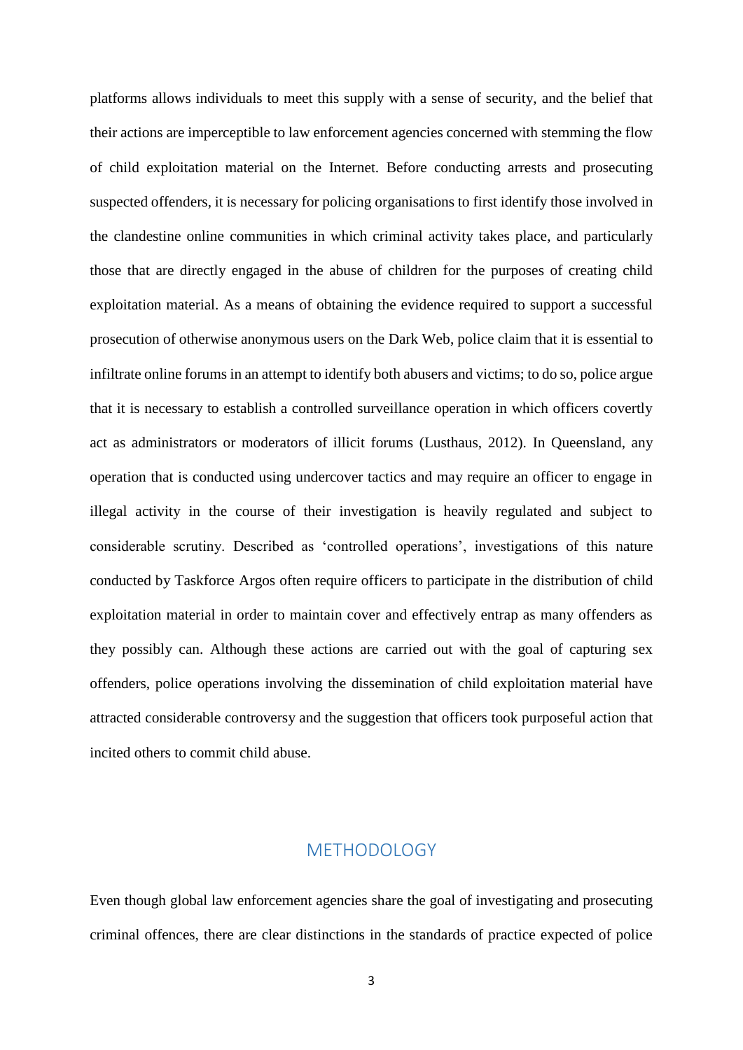platforms allows individuals to meet this supply with a sense of security, and the belief that their actions are imperceptible to law enforcement agencies concerned with stemming the flow of child exploitation material on the Internet. Before conducting arrests and prosecuting suspected offenders, it is necessary for policing organisations to first identify those involved in the clandestine online communities in which criminal activity takes place, and particularly those that are directly engaged in the abuse of children for the purposes of creating child exploitation material. As a means of obtaining the evidence required to support a successful prosecution of otherwise anonymous users on the Dark Web, police claim that it is essential to infiltrate online forums in an attempt to identify both abusers and victims; to do so, police argue that it is necessary to establish a controlled surveillance operation in which officers covertly act as administrators or moderators of illicit forums (Lusthaus, 2012). In Queensland, any operation that is conducted using undercover tactics and may require an officer to engage in illegal activity in the course of their investigation is heavily regulated and subject to considerable scrutiny. Described as 'controlled operations', investigations of this nature conducted by Taskforce Argos often require officers to participate in the distribution of child exploitation material in order to maintain cover and effectively entrap as many offenders as they possibly can. Although these actions are carried out with the goal of capturing sex offenders, police operations involving the dissemination of child exploitation material have attracted considerable controversy and the suggestion that officers took purposeful action that incited others to commit child abuse.

## METHODOLOGY

Even though global law enforcement agencies share the goal of investigating and prosecuting criminal offences, there are clear distinctions in the standards of practice expected of police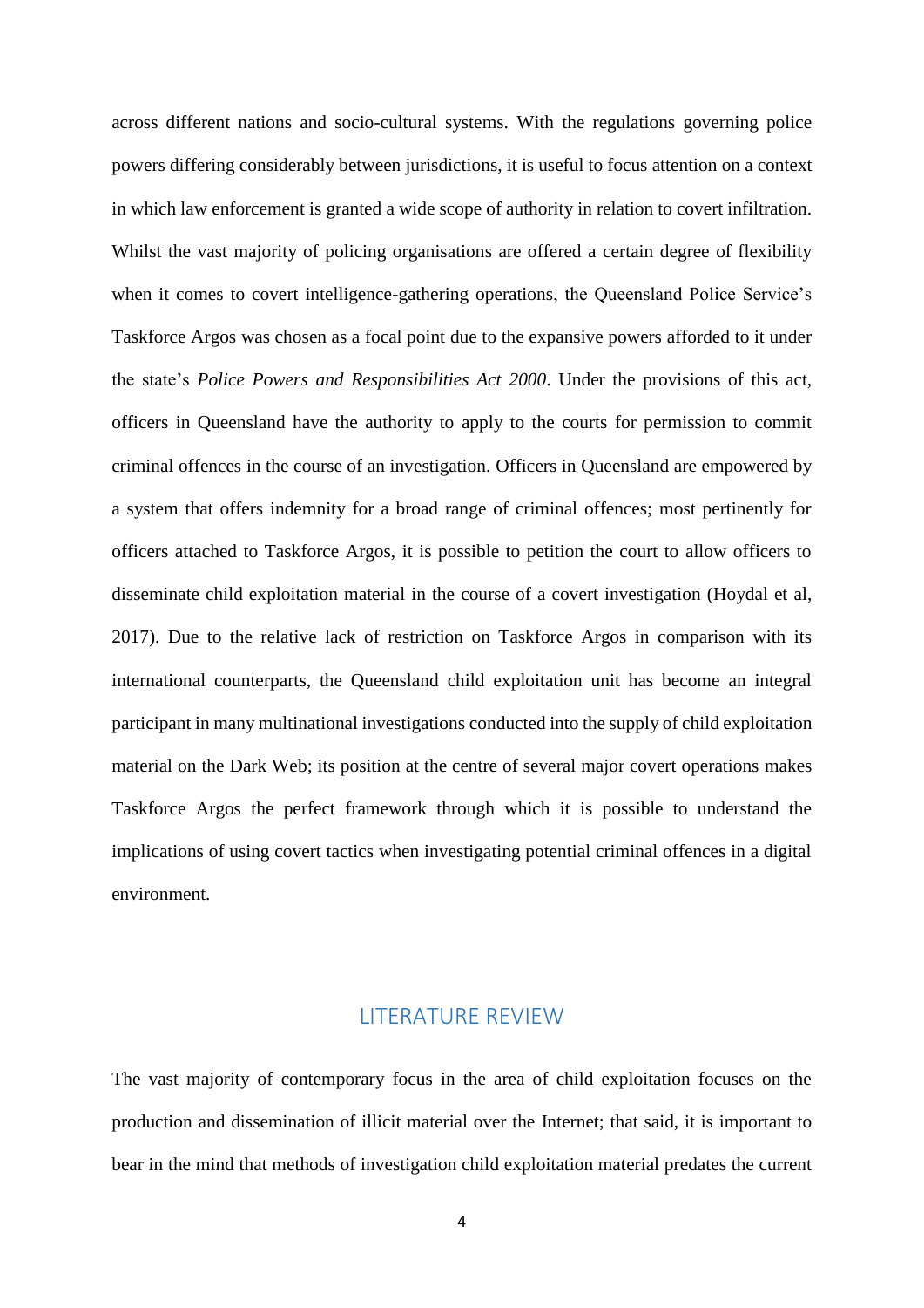across different nations and socio-cultural systems. With the regulations governing police powers differing considerably between jurisdictions, it is useful to focus attention on a context in which law enforcement is granted a wide scope of authority in relation to covert infiltration. Whilst the vast majority of policing organisations are offered a certain degree of flexibility when it comes to covert intelligence-gathering operations, the Queensland Police Service's Taskforce Argos was chosen as a focal point due to the expansive powers afforded to it under the state's *Police Powers and Responsibilities Act 2000*. Under the provisions of this act, officers in Queensland have the authority to apply to the courts for permission to commit criminal offences in the course of an investigation. Officers in Queensland are empowered by a system that offers indemnity for a broad range of criminal offences; most pertinently for officers attached to Taskforce Argos, it is possible to petition the court to allow officers to disseminate child exploitation material in the course of a covert investigation (Hoydal et al, 2017). Due to the relative lack of restriction on Taskforce Argos in comparison with its international counterparts, the Queensland child exploitation unit has become an integral participant in many multinational investigations conducted into the supply of child exploitation material on the Dark Web; its position at the centre of several major covert operations makes Taskforce Argos the perfect framework through which it is possible to understand the implications of using covert tactics when investigating potential criminal offences in a digital environment.

## LITERATURE REVIEW

The vast majority of contemporary focus in the area of child exploitation focuses on the production and dissemination of illicit material over the Internet; that said, it is important to bear in the mind that methods of investigation child exploitation material predates the current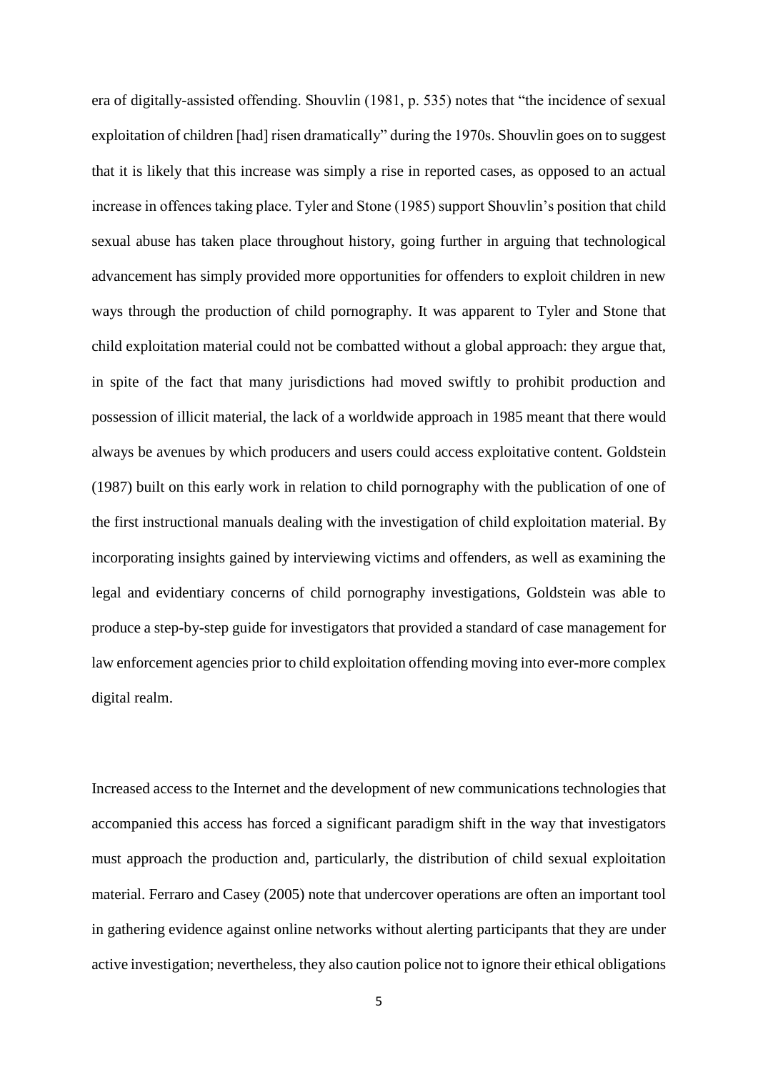era of digitally-assisted offending. Shouvlin (1981, p. 535) notes that "the incidence of sexual exploitation of children [had] risen dramatically" during the 1970s. Shouvlin goes on to suggest that it is likely that this increase was simply a rise in reported cases, as opposed to an actual increase in offences taking place. Tyler and Stone (1985) support Shouvlin's position that child sexual abuse has taken place throughout history, going further in arguing that technological advancement has simply provided more opportunities for offenders to exploit children in new ways through the production of child pornography. It was apparent to Tyler and Stone that child exploitation material could not be combatted without a global approach: they argue that, in spite of the fact that many jurisdictions had moved swiftly to prohibit production and possession of illicit material, the lack of a worldwide approach in 1985 meant that there would always be avenues by which producers and users could access exploitative content. Goldstein (1987) built on this early work in relation to child pornography with the publication of one of the first instructional manuals dealing with the investigation of child exploitation material. By incorporating insights gained by interviewing victims and offenders, as well as examining the legal and evidentiary concerns of child pornography investigations, Goldstein was able to produce a step-by-step guide for investigators that provided a standard of case management for law enforcement agencies prior to child exploitation offending moving into ever-more complex digital realm.

Increased access to the Internet and the development of new communications technologies that accompanied this access has forced a significant paradigm shift in the way that investigators must approach the production and, particularly, the distribution of child sexual exploitation material. Ferraro and Casey (2005) note that undercover operations are often an important tool in gathering evidence against online networks without alerting participants that they are under active investigation; nevertheless, they also caution police not to ignore their ethical obligations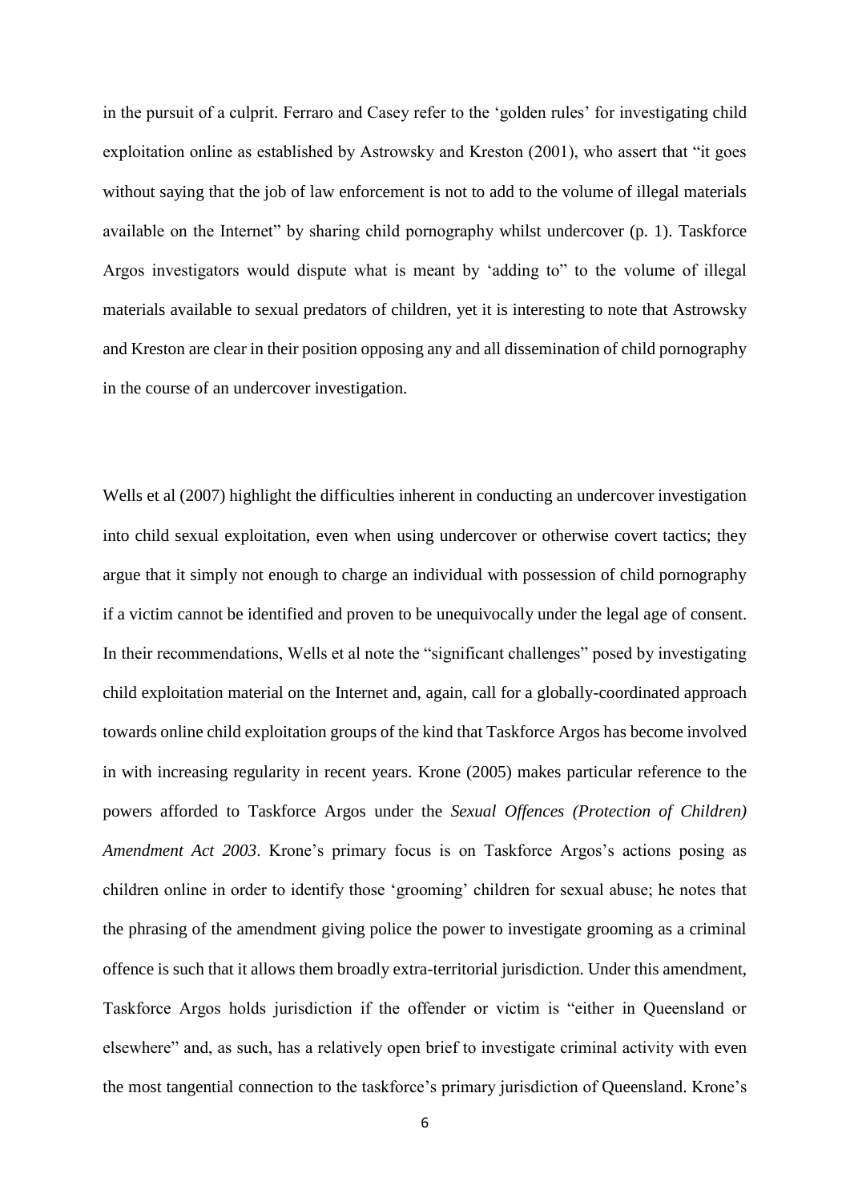in the pursuit of a culprit. Ferraro and Casey refer to the 'golden rules' for investigating child exploitation online as established by Astrowsky and Kreston (2001), who assert that "it goes without saying that the job of law enforcement is not to add to the volume of illegal materials available on the Internet" by sharing child pornography whilst undercover (p. 1). Taskforce Argos investigators would dispute what is meant by 'adding to" to the volume of illegal materials available to sexual predators of children, yet it is interesting to note that Astrowsky and Kreston are clear in their position opposing any and all dissemination of child pornography in the course of an undercover investigation.

Wells et al (2007) highlight the difficulties inherent in conducting an undercover investigation into child sexual exploitation, even when using undercover or otherwise covert tactics; they argue that it simply not enough to charge an individual with possession of child pornography if a victim cannot be identified and proven to be unequivocally under the legal age of consent. In their recommendations, Wells et al note the "significant challenges" posed by investigating child exploitation material on the Internet and, again, call for a globally-coordinated approach towards online child exploitation groups of the kind that Taskforce Argos has become involved in with increasing regularity in recent years. Krone (2005) makes particular reference to the powers afforded to Taskforce Argos under the *Sexual Offences (Protection of Children) Amendment Act 2003*. Krone's primary focus is on Taskforce Argos's actions posing as children online in order to identify those 'grooming' children for sexual abuse; he notes that the phrasing of the amendment giving police the power to investigate grooming as a criminal offence is such that it allows them broadly extra-territorial jurisdiction. Under this amendment, Taskforce Argos holds jurisdiction if the offender or victim is "either in Queensland or elsewhere" and, as such, has a relatively open brief to investigate criminal activity with even the most tangential connection to the taskforce's primary jurisdiction of Queensland. Krone's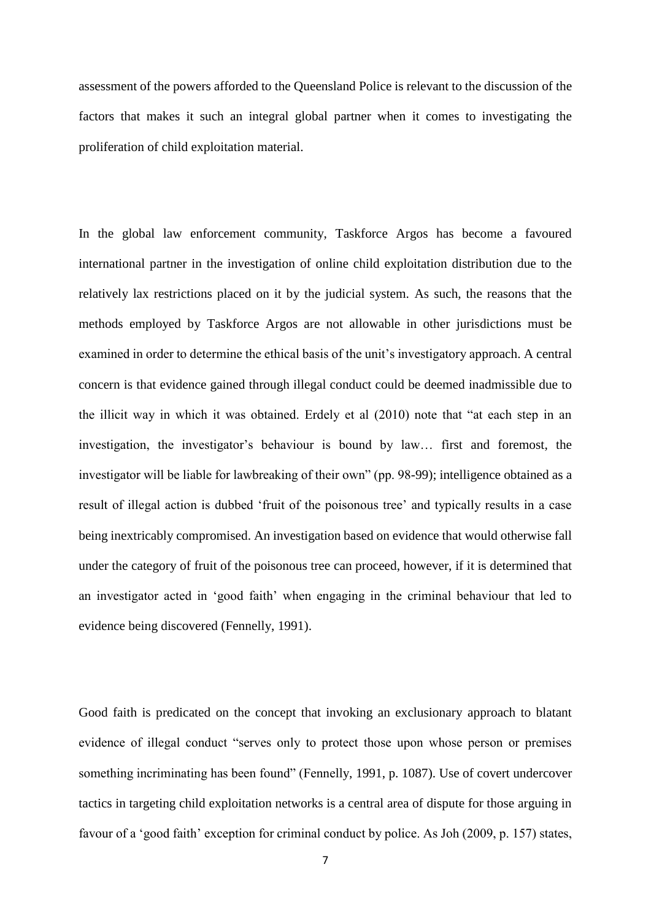assessment of the powers afforded to the Queensland Police is relevant to the discussion of the factors that makes it such an integral global partner when it comes to investigating the proliferation of child exploitation material.

In the global law enforcement community, Taskforce Argos has become a favoured international partner in the investigation of online child exploitation distribution due to the relatively lax restrictions placed on it by the judicial system. As such, the reasons that the methods employed by Taskforce Argos are not allowable in other jurisdictions must be examined in order to determine the ethical basis of the unit's investigatory approach. A central concern is that evidence gained through illegal conduct could be deemed inadmissible due to the illicit way in which it was obtained. Erdely et al (2010) note that "at each step in an investigation, the investigator's behaviour is bound by law… first and foremost, the investigator will be liable for lawbreaking of their own" (pp. 98-99); intelligence obtained as a result of illegal action is dubbed 'fruit of the poisonous tree' and typically results in a case being inextricably compromised. An investigation based on evidence that would otherwise fall under the category of fruit of the poisonous tree can proceed, however, if it is determined that an investigator acted in 'good faith' when engaging in the criminal behaviour that led to evidence being discovered (Fennelly, 1991).

Good faith is predicated on the concept that invoking an exclusionary approach to blatant evidence of illegal conduct "serves only to protect those upon whose person or premises something incriminating has been found" (Fennelly, 1991, p. 1087). Use of covert undercover tactics in targeting child exploitation networks is a central area of dispute for those arguing in favour of a 'good faith' exception for criminal conduct by police. As Joh (2009, p. 157) states,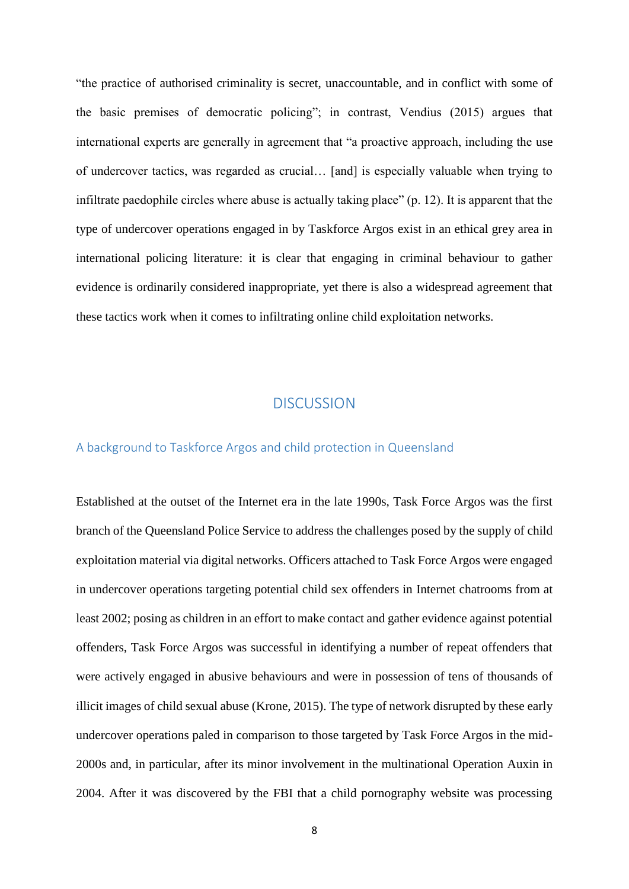"the practice of authorised criminality is secret, unaccountable, and in conflict with some of the basic premises of democratic policing"; in contrast, Vendius (2015) argues that international experts are generally in agreement that "a proactive approach, including the use of undercover tactics, was regarded as crucial… [and] is especially valuable when trying to infiltrate paedophile circles where abuse is actually taking place" (p. 12). It is apparent that the type of undercover operations engaged in by Taskforce Argos exist in an ethical grey area in international policing literature: it is clear that engaging in criminal behaviour to gather evidence is ordinarily considered inappropriate, yet there is also a widespread agreement that these tactics work when it comes to infiltrating online child exploitation networks.

# DISCUSSION

## A background to Taskforce Argos and child protection in Queensland

Established at the outset of the Internet era in the late 1990s, Task Force Argos was the first branch of the Queensland Police Service to address the challenges posed by the supply of child exploitation material via digital networks. Officers attached to Task Force Argos were engaged in undercover operations targeting potential child sex offenders in Internet chatrooms from at least 2002; posing as children in an effort to make contact and gather evidence against potential offenders, Task Force Argos was successful in identifying a number of repeat offenders that were actively engaged in abusive behaviours and were in possession of tens of thousands of illicit images of child sexual abuse (Krone, 2015). The type of network disrupted by these early undercover operations paled in comparison to those targeted by Task Force Argos in the mid-2000s and, in particular, after its minor involvement in the multinational Operation Auxin in 2004. After it was discovered by the FBI that a child pornography website was processing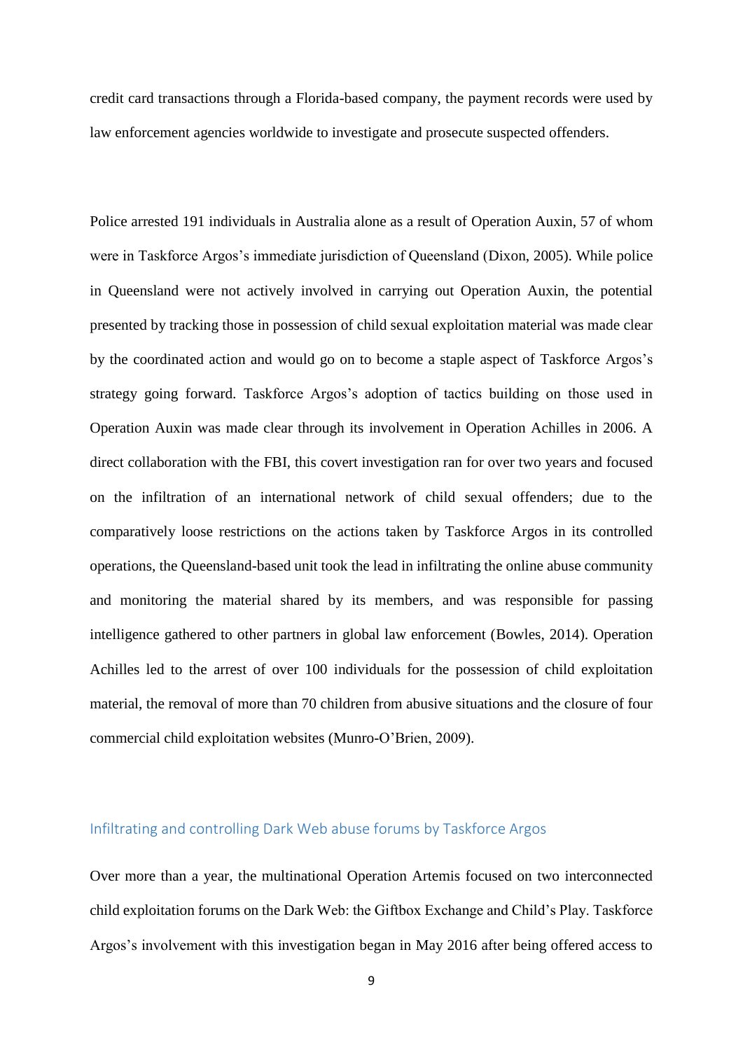credit card transactions through a Florida-based company, the payment records were used by law enforcement agencies worldwide to investigate and prosecute suspected offenders.

Police arrested 191 individuals in Australia alone as a result of Operation Auxin, 57 of whom were in Taskforce Argos's immediate jurisdiction of Queensland (Dixon, 2005). While police in Queensland were not actively involved in carrying out Operation Auxin, the potential presented by tracking those in possession of child sexual exploitation material was made clear by the coordinated action and would go on to become a staple aspect of Taskforce Argos's strategy going forward. Taskforce Argos's adoption of tactics building on those used in Operation Auxin was made clear through its involvement in Operation Achilles in 2006. A direct collaboration with the FBI, this covert investigation ran for over two years and focused on the infiltration of an international network of child sexual offenders; due to the comparatively loose restrictions on the actions taken by Taskforce Argos in its controlled operations, the Queensland-based unit took the lead in infiltrating the online abuse community and monitoring the material shared by its members, and was responsible for passing intelligence gathered to other partners in global law enforcement (Bowles, 2014). Operation Achilles led to the arrest of over 100 individuals for the possession of child exploitation material, the removal of more than 70 children from abusive situations and the closure of four commercial child exploitation websites (Munro-O'Brien, 2009).

## Infiltrating and controlling Dark Web abuse forums by Taskforce Argos

Over more than a year, the multinational Operation Artemis focused on two interconnected child exploitation forums on the Dark Web: the Giftbox Exchange and Child's Play. Taskforce Argos's involvement with this investigation began in May 2016 after being offered access to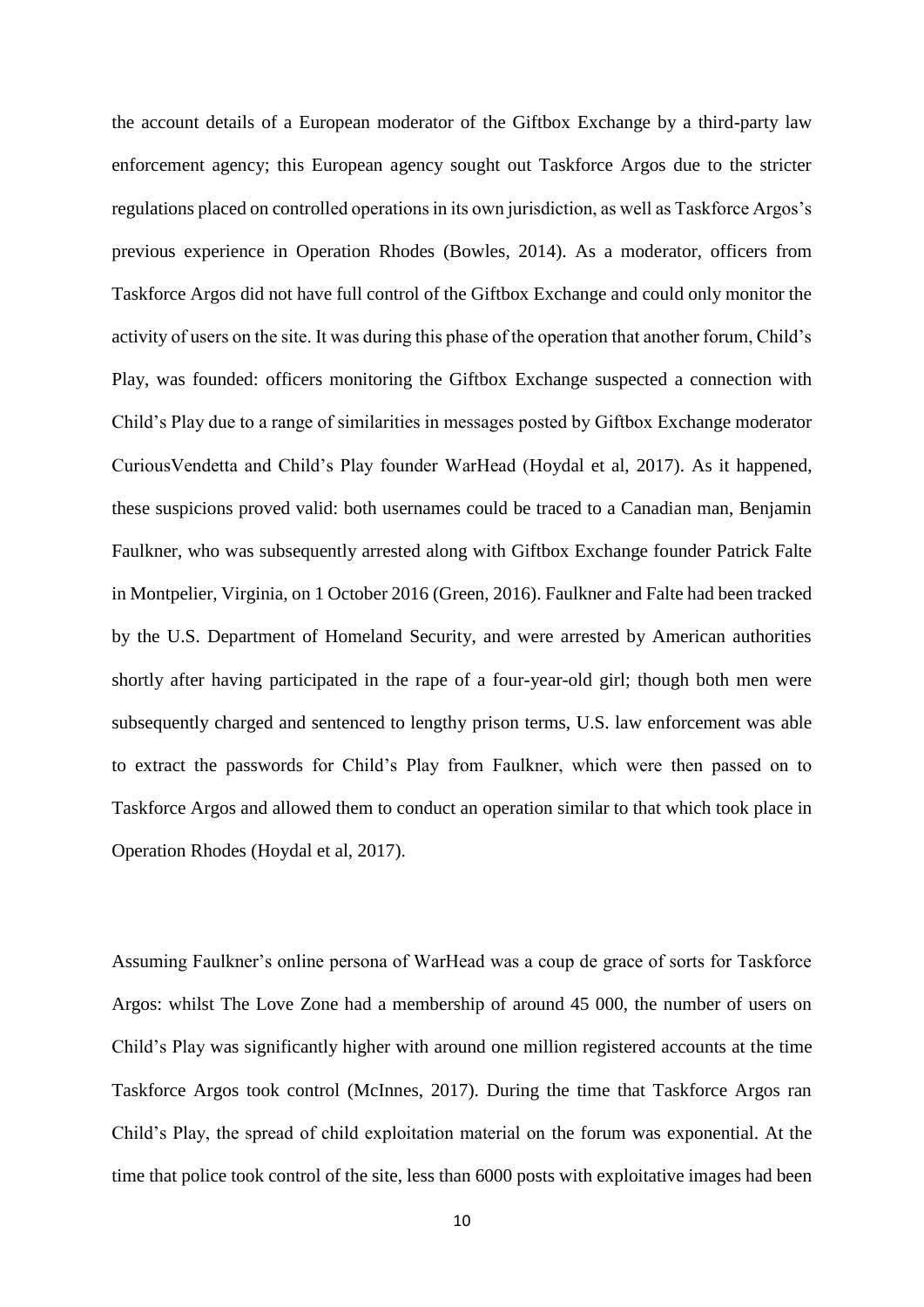the account details of a European moderator of the Giftbox Exchange by a third-party law enforcement agency; this European agency sought out Taskforce Argos due to the stricter regulations placed on controlled operations in its own jurisdiction, as well as Taskforce Argos's previous experience in Operation Rhodes (Bowles, 2014). As a moderator, officers from Taskforce Argos did not have full control of the Giftbox Exchange and could only monitor the activity of users on the site. It was during this phase of the operation that another forum, Child's Play, was founded: officers monitoring the Giftbox Exchange suspected a connection with Child's Play due to a range of similarities in messages posted by Giftbox Exchange moderator CuriousVendetta and Child's Play founder WarHead (Hoydal et al, 2017). As it happened, these suspicions proved valid: both usernames could be traced to a Canadian man, Benjamin Faulkner, who was subsequently arrested along with Giftbox Exchange founder Patrick Falte in Montpelier, Virginia, on 1 October 2016 (Green, 2016). Faulkner and Falte had been tracked by the U.S. Department of Homeland Security, and were arrested by American authorities shortly after having participated in the rape of a four-year-old girl; though both men were subsequently charged and sentenced to lengthy prison terms, U.S. law enforcement was able to extract the passwords for Child's Play from Faulkner, which were then passed on to Taskforce Argos and allowed them to conduct an operation similar to that which took place in Operation Rhodes (Hoydal et al, 2017).

Assuming Faulkner's online persona of WarHead was a coup de grace of sorts for Taskforce Argos: whilst The Love Zone had a membership of around 45 000, the number of users on Child's Play was significantly higher with around one million registered accounts at the time Taskforce Argos took control (McInnes, 2017). During the time that Taskforce Argos ran Child's Play, the spread of child exploitation material on the forum was exponential. At the time that police took control of the site, less than 6000 posts with exploitative images had been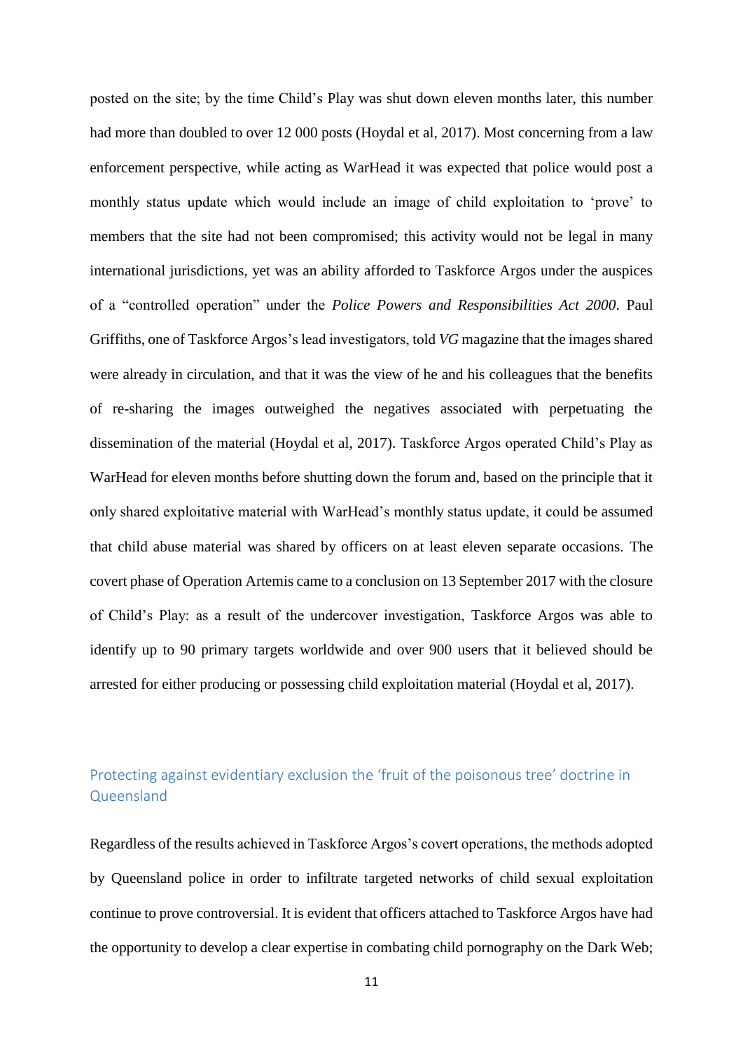posted on the site; by the time Child's Play was shut down eleven months later, this number had more than doubled to over 12 000 posts (Hoydal et al, 2017). Most concerning from a law enforcement perspective, while acting as WarHead it was expected that police would post a monthly status update which would include an image of child exploitation to 'prove' to members that the site had not been compromised; this activity would not be legal in many international jurisdictions, yet was an ability afforded to Taskforce Argos under the auspices of a "controlled operation" under the *Police Powers and Responsibilities Act 2000*. Paul Griffiths, one of Taskforce Argos's lead investigators, told *VG* magazine that the images shared were already in circulation, and that it was the view of he and his colleagues that the benefits of re-sharing the images outweighed the negatives associated with perpetuating the dissemination of the material (Hoydal et al, 2017). Taskforce Argos operated Child's Play as WarHead for eleven months before shutting down the forum and, based on the principle that it only shared exploitative material with WarHead's monthly status update, it could be assumed that child abuse material was shared by officers on at least eleven separate occasions. The covert phase of Operation Artemis came to a conclusion on 13 September 2017 with the closure of Child's Play: as a result of the undercover investigation, Taskforce Argos was able to identify up to 90 primary targets worldwide and over 900 users that it believed should be arrested for either producing or possessing child exploitation material (Hoydal et al, 2017).

## Protecting against evidentiary exclusion the 'fruit of the poisonous tree' doctrine in Queensland

Regardless of the results achieved in Taskforce Argos's covert operations, the methods adopted by Queensland police in order to infiltrate targeted networks of child sexual exploitation continue to prove controversial. It is evident that officers attached to Taskforce Argos have had the opportunity to develop a clear expertise in combating child pornography on the Dark Web;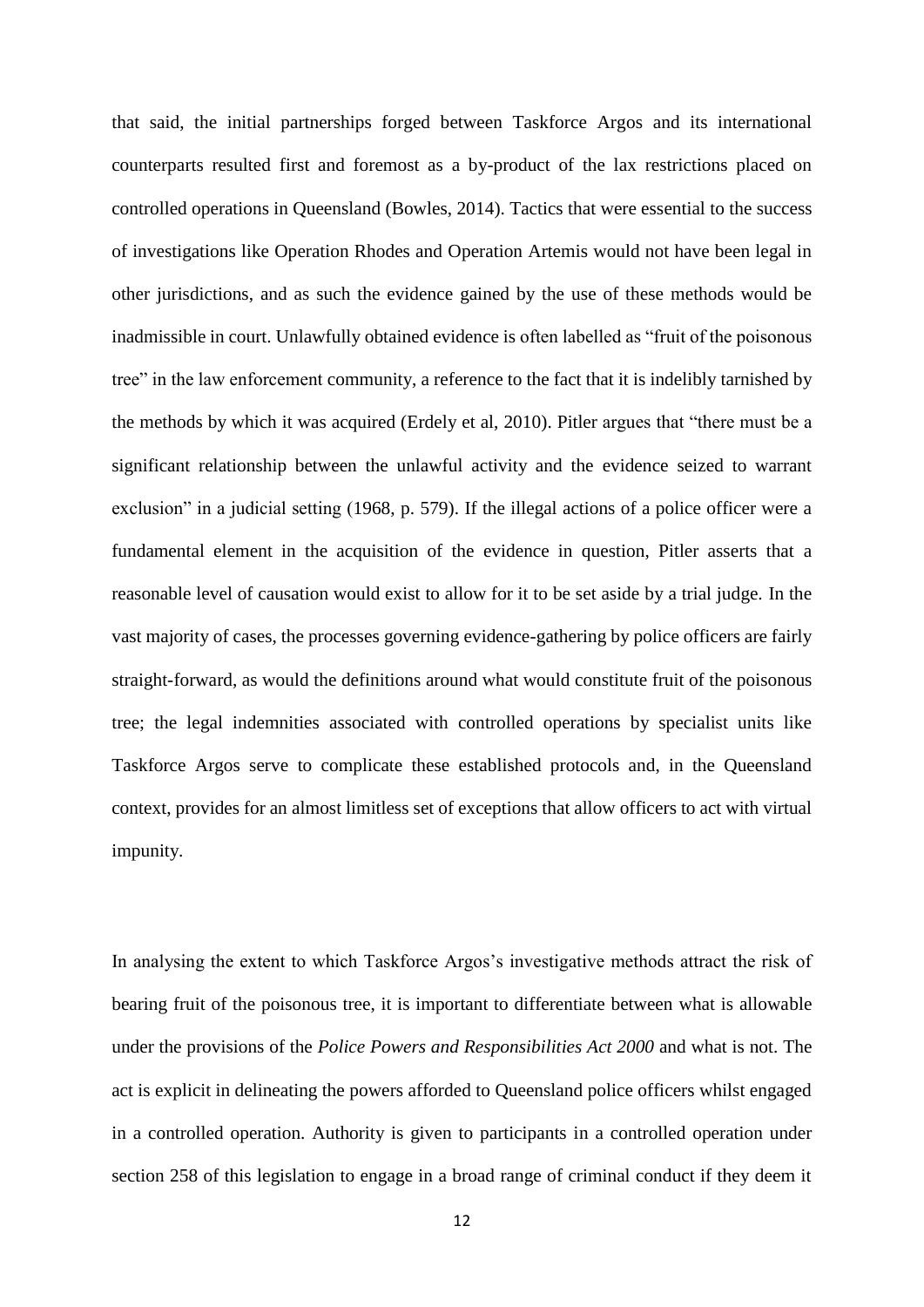that said, the initial partnerships forged between Taskforce Argos and its international counterparts resulted first and foremost as a by-product of the lax restrictions placed on controlled operations in Queensland (Bowles, 2014). Tactics that were essential to the success of investigations like Operation Rhodes and Operation Artemis would not have been legal in other jurisdictions, and as such the evidence gained by the use of these methods would be inadmissible in court. Unlawfully obtained evidence is often labelled as "fruit of the poisonous tree" in the law enforcement community, a reference to the fact that it is indelibly tarnished by the methods by which it was acquired (Erdely et al, 2010). Pitler argues that "there must be a significant relationship between the unlawful activity and the evidence seized to warrant exclusion" in a judicial setting (1968, p. 579). If the illegal actions of a police officer were a fundamental element in the acquisition of the evidence in question, Pitler asserts that a reasonable level of causation would exist to allow for it to be set aside by a trial judge. In the vast majority of cases, the processes governing evidence-gathering by police officers are fairly straight-forward, as would the definitions around what would constitute fruit of the poisonous tree; the legal indemnities associated with controlled operations by specialist units like Taskforce Argos serve to complicate these established protocols and, in the Queensland context, provides for an almost limitless set of exceptions that allow officers to act with virtual impunity.

In analysing the extent to which Taskforce Argos's investigative methods attract the risk of bearing fruit of the poisonous tree, it is important to differentiate between what is allowable under the provisions of the *Police Powers and Responsibilities Act 2000* and what is not. The act is explicit in delineating the powers afforded to Queensland police officers whilst engaged in a controlled operation. Authority is given to participants in a controlled operation under section 258 of this legislation to engage in a broad range of criminal conduct if they deem it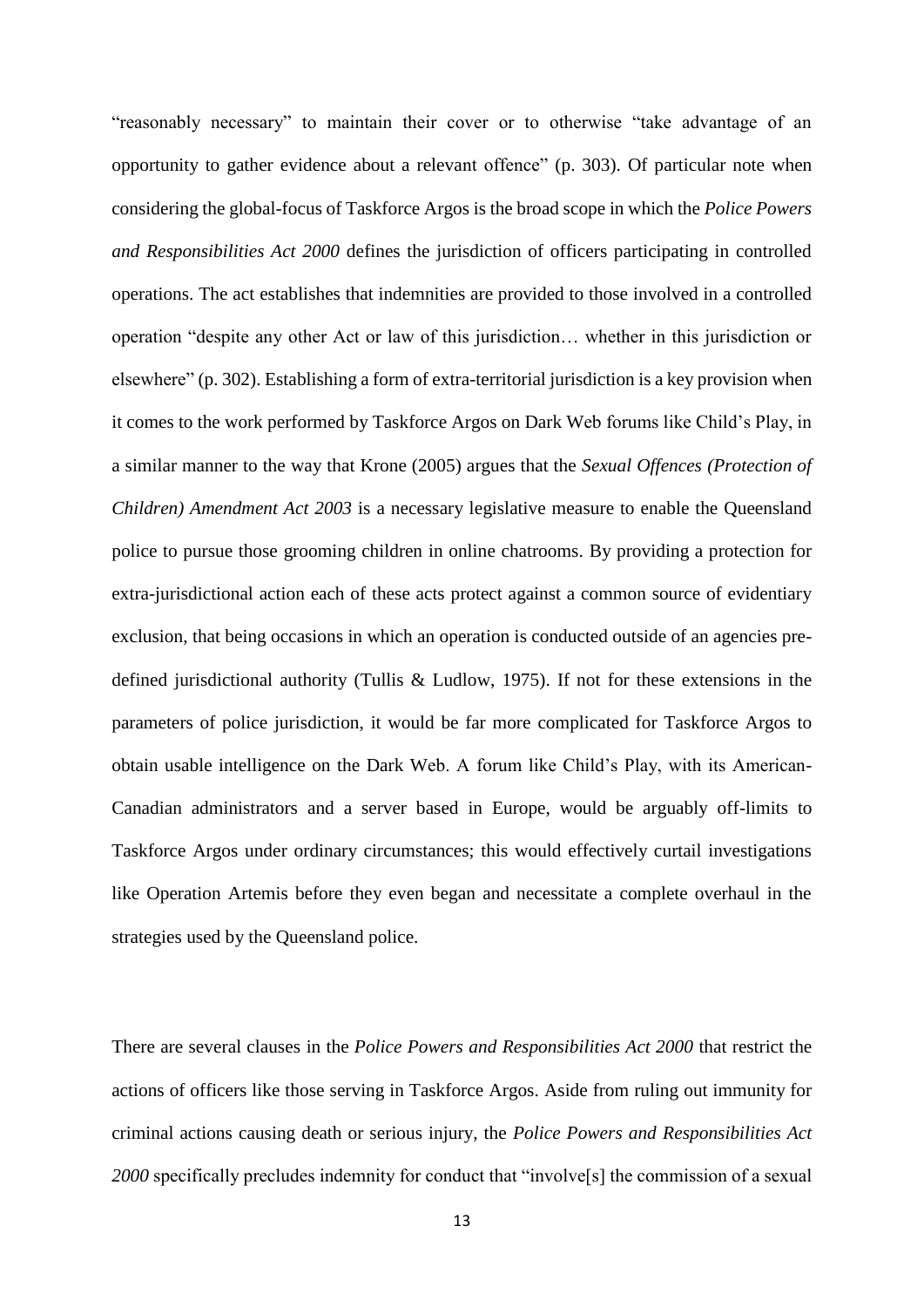"reasonably necessary" to maintain their cover or to otherwise "take advantage of an opportunity to gather evidence about a relevant offence" (p. 303). Of particular note when considering the global-focus of Taskforce Argos is the broad scope in which the *Police Powers and Responsibilities Act 2000* defines the jurisdiction of officers participating in controlled operations. The act establishes that indemnities are provided to those involved in a controlled operation "despite any other Act or law of this jurisdiction… whether in this jurisdiction or elsewhere" (p. 302). Establishing a form of extra-territorial jurisdiction is a key provision when it comes to the work performed by Taskforce Argos on Dark Web forums like Child's Play, in a similar manner to the way that Krone (2005) argues that the *Sexual Offences (Protection of Children) Amendment Act 2003* is a necessary legislative measure to enable the Queensland police to pursue those grooming children in online chatrooms. By providing a protection for extra-jurisdictional action each of these acts protect against a common source of evidentiary exclusion, that being occasions in which an operation is conducted outside of an agencies pre-defined jurisdictional authority (Tullis & Ludlow, 1975). If not for these extensions in the parameters of police jurisdiction, it would be far more complicated for Taskforce Argos to obtain usable intelligence on the Dark Web. A forum like Child's Play, with its American-Canadian administrators and a server based in Europe, would be arguably off-limits to Taskforce Argos under ordinary circumstances; this would effectively curtail investigations like Operation Artemis before they even began and necessitate a complete overhaul in the strategies used by the Queensland police.

There are several clauses in the *Police Powers and Responsibilities Act 2000* that restrict the actions of officers like those serving in Taskforce Argos. Aside from ruling out immunity for criminal actions causing death or serious injury, the *Police Powers and Responsibilities Act 2000* specifically precludes indemnity for conduct that "involve[s] the commission of a sexual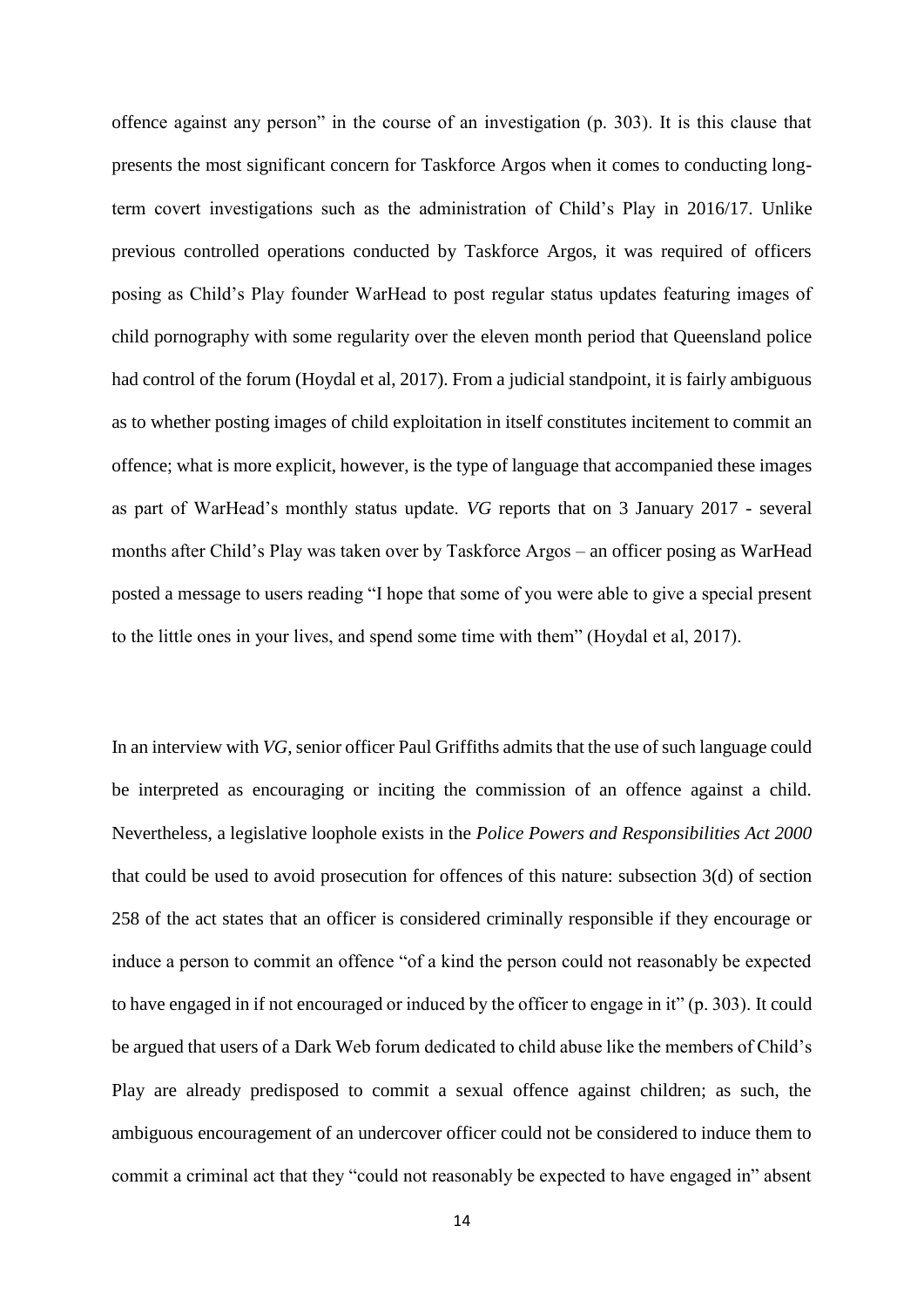offence against any person" in the course of an investigation (p. 303). It is this clause that presents the most significant concern for Taskforce Argos when it comes to conducting long-term covert investigations such as the administration of Child's Play in 2016/17. Unlike previous controlled operations conducted by Taskforce Argos, it was required of officers posing as Child's Play founder WarHead to post regular status updates featuring images of child pornography with some regularity over the eleven month period that Queensland police had control of the forum (Hoydal et al, 2017). From a judicial standpoint, it is fairly ambiguous as to whether posting images of child exploitation in itself constitutes incitement to commit an offence; what is more explicit, however, is the type of language that accompanied these images as part of WarHead's monthly status update. *VG* reports that on 3 January 2017 - several months after Child's Play was taken over by Taskforce Argos – an officer posing as WarHead posted a message to users reading "I hope that some of you were able to give a special present to the little ones in your lives, and spend some time with them" (Hoydal et al, 2017).

In an interview with *VG,* senior officer Paul Griffiths admits that the use of such language could be interpreted as encouraging or inciting the commission of an offence against a child. Nevertheless, a legislative loophole exists in the *Police Powers and Responsibilities Act 2000* that could be used to avoid prosecution for offences of this nature: subsection 3(d) of section 258 of the act states that an officer is considered criminally responsible if they encourage or induce a person to commit an offence "of a kind the person could not reasonably be expected to have engaged in if not encouraged or induced by the officer to engage in it" (p. 303). It could be argued that users of a Dark Web forum dedicated to child abuse like the members of Child's Play are already predisposed to commit a sexual offence against children; as such, the ambiguous encouragement of an undercover officer could not be considered to induce them to commit a criminal act that they "could not reasonably be expected to have engaged in" absent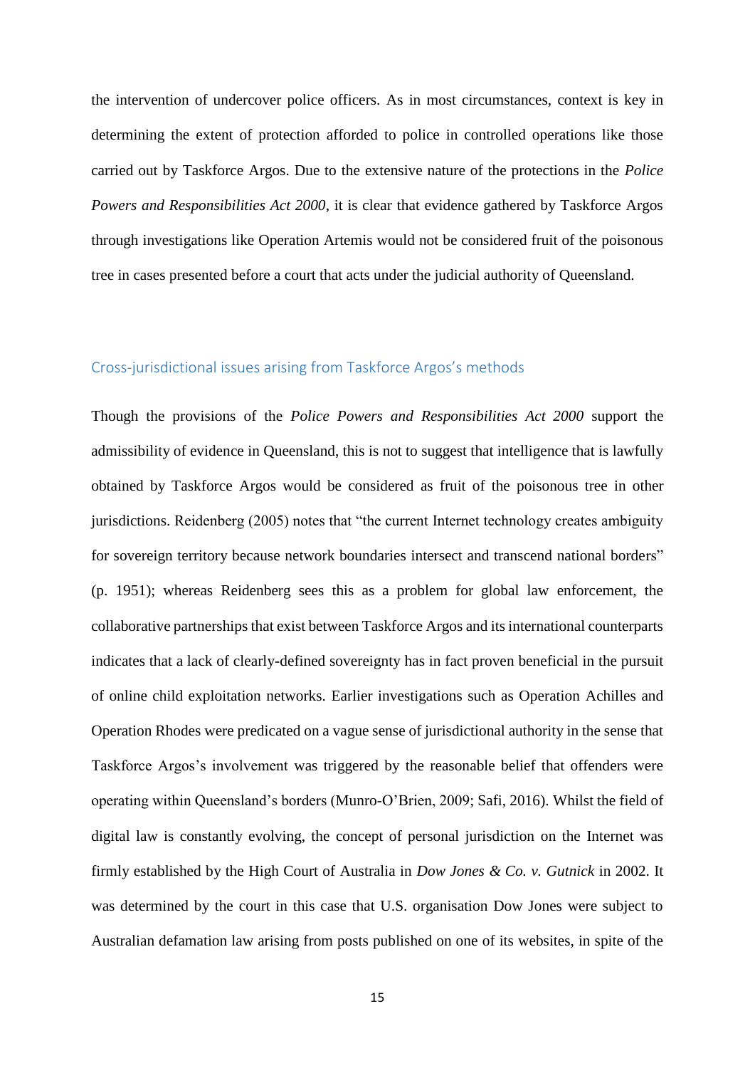the intervention of undercover police officers. As in most circumstances, context is key in determining the extent of protection afforded to police in controlled operations like those carried out by Taskforce Argos. Due to the extensive nature of the protections in the *Police Powers and Responsibilities Act 2000*, it is clear that evidence gathered by Taskforce Argos through investigations like Operation Artemis would not be considered fruit of the poisonous tree in cases presented before a court that acts under the judicial authority of Queensland.

## Cross-jurisdictional issues arising from Taskforce Argos's methods

Though the provisions of the *Police Powers and Responsibilities Act 2000* support the admissibility of evidence in Queensland, this is not to suggest that intelligence that is lawfully obtained by Taskforce Argos would be considered as fruit of the poisonous tree in other jurisdictions. Reidenberg (2005) notes that "the current Internet technology creates ambiguity for sovereign territory because network boundaries intersect and transcend national borders" (p. 1951); whereas Reidenberg sees this as a problem for global law enforcement, the collaborative partnerships that exist between Taskforce Argos and its international counterparts indicates that a lack of clearly-defined sovereignty has in fact proven beneficial in the pursuit of online child exploitation networks. Earlier investigations such as Operation Achilles and Operation Rhodes were predicated on a vague sense of jurisdictional authority in the sense that Taskforce Argos's involvement was triggered by the reasonable belief that offenders were operating within Queensland's borders (Munro-O'Brien, 2009; Safi, 2016). Whilst the field of digital law is constantly evolving, the concept of personal jurisdiction on the Internet was firmly established by the High Court of Australia in *Dow Jones & Co. v. Gutnick* in 2002. It was determined by the court in this case that U.S. organisation Dow Jones were subject to Australian defamation law arising from posts published on one of its websites, in spite of the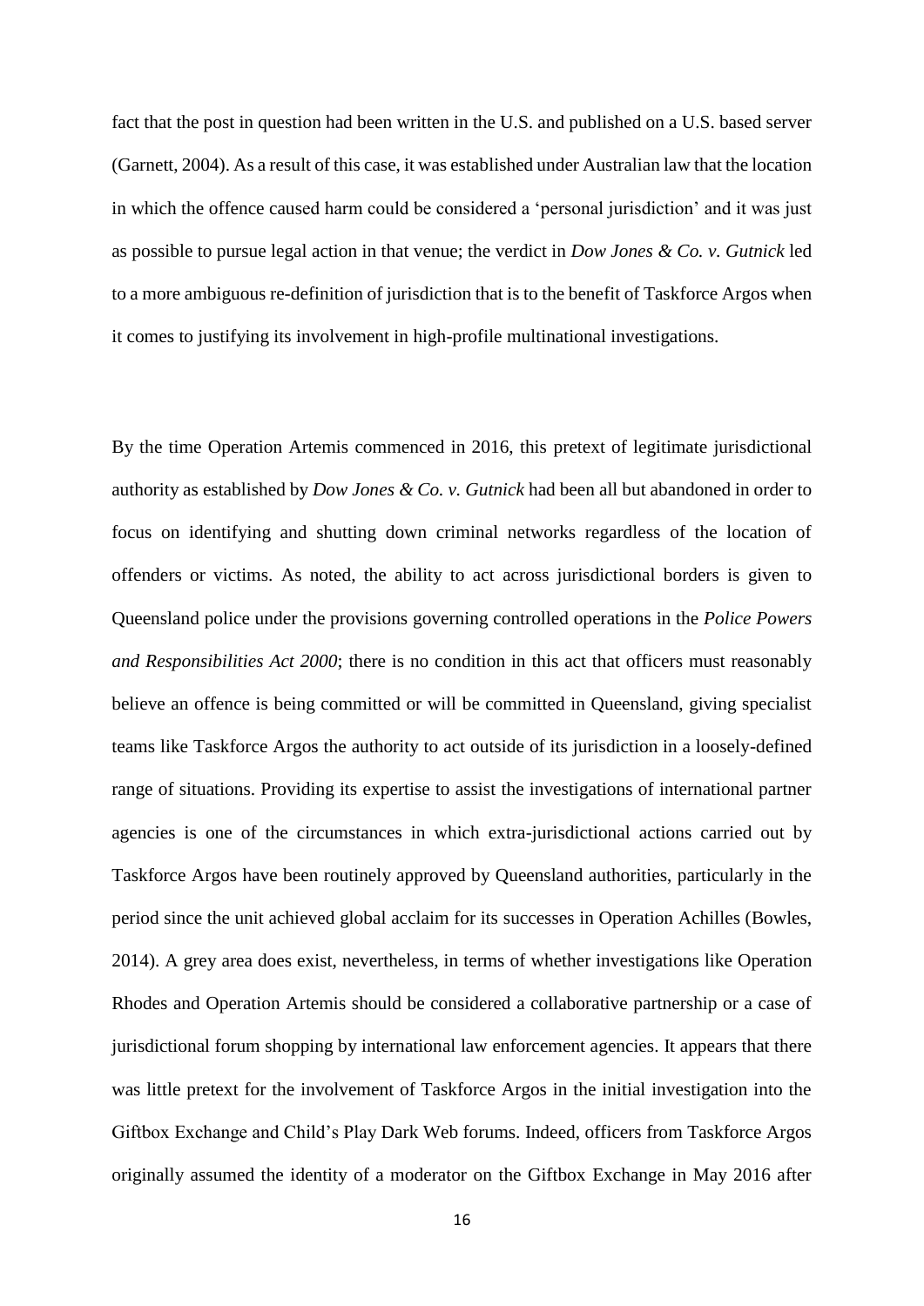fact that the post in question had been written in the U.S. and published on a U.S. based server (Garnett, 2004). As a result of this case, it was established under Australian law that the location in which the offence caused harm could be considered a 'personal jurisdiction' and it was just as possible to pursue legal action in that venue; the verdict in *Dow Jones & Co. v. Gutnick* led to a more ambiguous re-definition of jurisdiction that is to the benefit of Taskforce Argos when it comes to justifying its involvement in high-profile multinational investigations.

By the time Operation Artemis commenced in 2016, this pretext of legitimate jurisdictional authority as established by *Dow Jones & Co. v. Gutnick* had been all but abandoned in order to focus on identifying and shutting down criminal networks regardless of the location of offenders or victims. As noted, the ability to act across jurisdictional borders is given to Queensland police under the provisions governing controlled operations in the *Police Powers and Responsibilities Act 2000*; there is no condition in this act that officers must reasonably believe an offence is being committed or will be committed in Queensland, giving specialist teams like Taskforce Argos the authority to act outside of its jurisdiction in a loosely-defined range of situations. Providing its expertise to assist the investigations of international partner agencies is one of the circumstances in which extra-jurisdictional actions carried out by Taskforce Argos have been routinely approved by Queensland authorities, particularly in the period since the unit achieved global acclaim for its successes in Operation Achilles (Bowles, 2014). A grey area does exist, nevertheless, in terms of whether investigations like Operation Rhodes and Operation Artemis should be considered a collaborative partnership or a case of jurisdictional forum shopping by international law enforcement agencies. It appears that there was little pretext for the involvement of Taskforce Argos in the initial investigation into the Giftbox Exchange and Child's Play Dark Web forums. Indeed, officers from Taskforce Argos originally assumed the identity of a moderator on the Giftbox Exchange in May 2016 after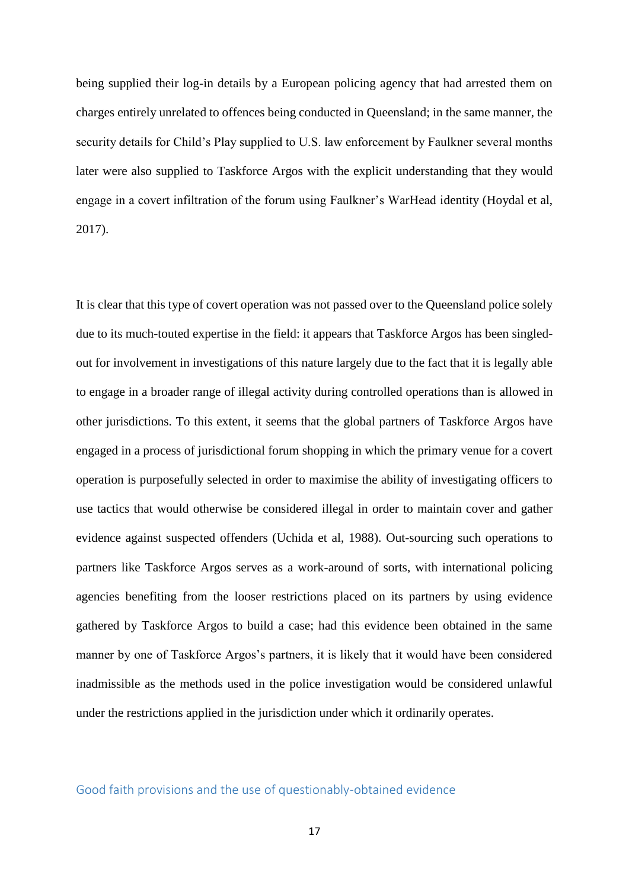being supplied their log-in details by a European policing agency that had arrested them on charges entirely unrelated to offences being conducted in Queensland; in the same manner, the security details for Child's Play supplied to U.S. law enforcement by Faulkner several months later were also supplied to Taskforce Argos with the explicit understanding that they would engage in a covert infiltration of the forum using Faulkner's WarHead identity (Hoydal et al, 2017).

It is clear that this type of covert operation was not passed over to the Queensland police solely due to its much-touted expertise in the field: it appears that Taskforce Argos has been singled-out for involvement in investigations of this nature largely due to the fact that it is legally able to engage in a broader range of illegal activity during controlled operations than is allowed in other jurisdictions. To this extent, it seems that the global partners of Taskforce Argos have engaged in a process of jurisdictional forum shopping in which the primary venue for a covert operation is purposefully selected in order to maximise the ability of investigating officers to use tactics that would otherwise be considered illegal in order to maintain cover and gather evidence against suspected offenders (Uchida et al, 1988). Out-sourcing such operations to partners like Taskforce Argos serves as a work-around of sorts, with international policing agencies benefiting from the looser restrictions placed on its partners by using evidence gathered by Taskforce Argos to build a case; had this evidence been obtained in the same manner by one of Taskforce Argos's partners, it is likely that it would have been considered inadmissible as the methods used in the police investigation would be considered unlawful under the restrictions applied in the jurisdiction under which it ordinarily operates.

## Good faith provisions and the use of questionably-obtained evidence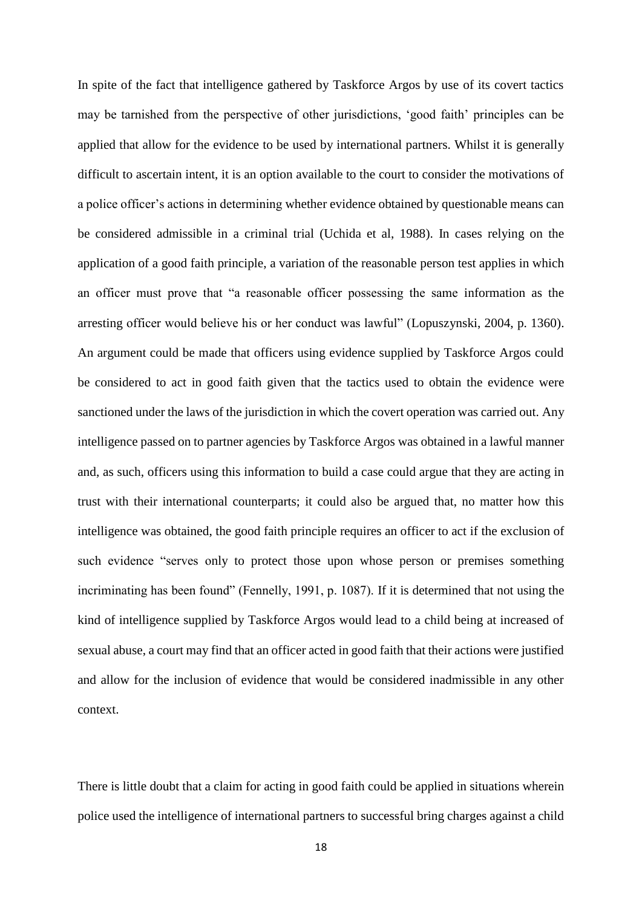In spite of the fact that intelligence gathered by Taskforce Argos by use of its covert tactics may be tarnished from the perspective of other jurisdictions, 'good faith' principles can be applied that allow for the evidence to be used by international partners. Whilst it is generally difficult to ascertain intent, it is an option available to the court to consider the motivations of a police officer's actions in determining whether evidence obtained by questionable means can be considered admissible in a criminal trial (Uchida et al, 1988). In cases relying on the application of a good faith principle, a variation of the reasonable person test applies in which an officer must prove that "a reasonable officer possessing the same information as the arresting officer would believe his or her conduct was lawful" (Lopuszynski, 2004, p. 1360). An argument could be made that officers using evidence supplied by Taskforce Argos could be considered to act in good faith given that the tactics used to obtain the evidence were sanctioned under the laws of the jurisdiction in which the covert operation was carried out. Any intelligence passed on to partner agencies by Taskforce Argos was obtained in a lawful manner and, as such, officers using this information to build a case could argue that they are acting in trust with their international counterparts; it could also be argued that, no matter how this intelligence was obtained, the good faith principle requires an officer to act if the exclusion of such evidence "serves only to protect those upon whose person or premises something incriminating has been found" (Fennelly, 1991, p. 1087). If it is determined that not using the kind of intelligence supplied by Taskforce Argos would lead to a child being at increased of sexual abuse, a court may find that an officer acted in good faith that their actions were justified and allow for the inclusion of evidence that would be considered inadmissible in any other context.

There is little doubt that a claim for acting in good faith could be applied in situations wherein police used the intelligence of international partners to successful bring charges against a child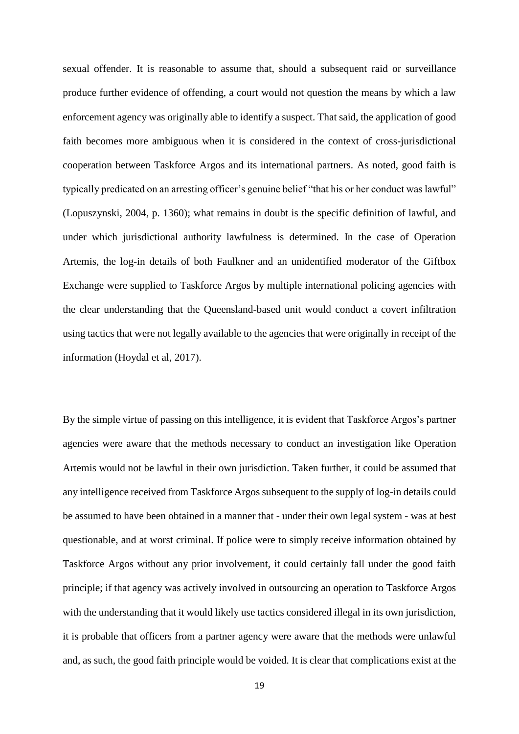sexual offender. It is reasonable to assume that, should a subsequent raid or surveillance produce further evidence of offending, a court would not question the means by which a law enforcement agency was originally able to identify a suspect. That said, the application of good faith becomes more ambiguous when it is considered in the context of cross-jurisdictional cooperation between Taskforce Argos and its international partners. As noted, good faith is typically predicated on an arresting officer's genuine belief "that his or her conduct was lawful" (Lopuszynski, 2004, p. 1360); what remains in doubt is the specific definition of lawful, and under which jurisdictional authority lawfulness is determined. In the case of Operation Artemis, the log-in details of both Faulkner and an unidentified moderator of the Giftbox Exchange were supplied to Taskforce Argos by multiple international policing agencies with the clear understanding that the Queensland-based unit would conduct a covert infiltration using tactics that were not legally available to the agencies that were originally in receipt of the information (Hoydal et al, 2017).

By the simple virtue of passing on this intelligence, it is evident that Taskforce Argos's partner agencies were aware that the methods necessary to conduct an investigation like Operation Artemis would not be lawful in their own jurisdiction. Taken further, it could be assumed that any intelligence received from Taskforce Argos subsequent to the supply of log-in details could be assumed to have been obtained in a manner that - under their own legal system - was at best questionable, and at worst criminal. If police were to simply receive information obtained by Taskforce Argos without any prior involvement, it could certainly fall under the good faith principle; if that agency was actively involved in outsourcing an operation to Taskforce Argos with the understanding that it would likely use tactics considered illegal in its own jurisdiction, it is probable that officers from a partner agency were aware that the methods were unlawful and, as such, the good faith principle would be voided. It is clear that complications exist at the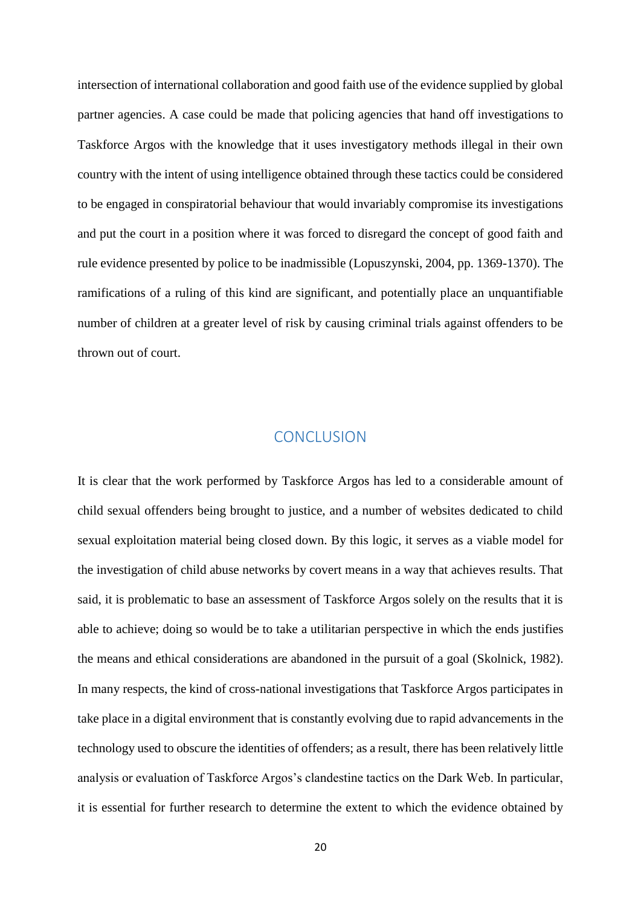intersection of international collaboration and good faith use of the evidence supplied by global partner agencies. A case could be made that policing agencies that hand off investigations to Taskforce Argos with the knowledge that it uses investigatory methods illegal in their own country with the intent of using intelligence obtained through these tactics could be considered to be engaged in conspiratorial behaviour that would invariably compromise its investigations and put the court in a position where it was forced to disregard the concept of good faith and rule evidence presented by police to be inadmissible (Lopuszynski, 2004, pp. 1369-1370). The ramifications of a ruling of this kind are significant, and potentially place an unquantifiable number of children at a greater level of risk by causing criminal trials against offenders to be thrown out of court.

## CONCLUSION

It is clear that the work performed by Taskforce Argos has led to a considerable amount of child sexual offenders being brought to justice, and a number of websites dedicated to child sexual exploitation material being closed down. By this logic, it serves as a viable model for the investigation of child abuse networks by covert means in a way that achieves results. That said, it is problematic to base an assessment of Taskforce Argos solely on the results that it is able to achieve; doing so would be to take a utilitarian perspective in which the ends justifies the means and ethical considerations are abandoned in the pursuit of a goal (Skolnick, 1982). In many respects, the kind of cross-national investigations that Taskforce Argos participates in take place in a digital environment that is constantly evolving due to rapid advancements in the technology used to obscure the identities of offenders; as a result, there has been relatively little analysis or evaluation of Taskforce Argos's clandestine tactics on the Dark Web. In particular, it is essential for further research to determine the extent to which the evidence obtained by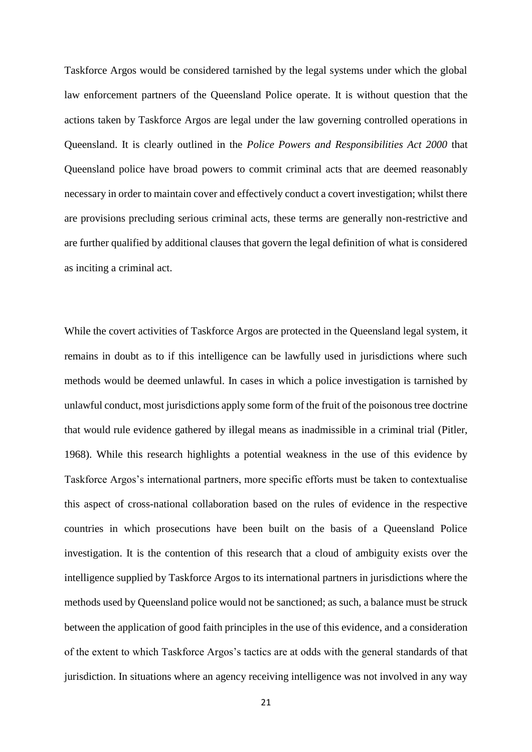Taskforce Argos would be considered tarnished by the legal systems under which the global law enforcement partners of the Queensland Police operate. It is without question that the actions taken by Taskforce Argos are legal under the law governing controlled operations in Queensland. It is clearly outlined in the *Police Powers and Responsibilities Act 2000* that Queensland police have broad powers to commit criminal acts that are deemed reasonably necessary in order to maintain cover and effectively conduct a covert investigation; whilst there are provisions precluding serious criminal acts, these terms are generally non-restrictive and are further qualified by additional clauses that govern the legal definition of what is considered as inciting a criminal act.

While the covert activities of Taskforce Argos are protected in the Queensland legal system, it remains in doubt as to if this intelligence can be lawfully used in jurisdictions where such methods would be deemed unlawful. In cases in which a police investigation is tarnished by unlawful conduct, most jurisdictions apply some form of the fruit of the poisonous tree doctrine that would rule evidence gathered by illegal means as inadmissible in a criminal trial (Pitler, 1968). While this research highlights a potential weakness in the use of this evidence by Taskforce Argos's international partners, more specific efforts must be taken to contextualise this aspect of cross-national collaboration based on the rules of evidence in the respective countries in which prosecutions have been built on the basis of a Queensland Police investigation. It is the contention of this research that a cloud of ambiguity exists over the intelligence supplied by Taskforce Argos to its international partners in jurisdictions where the methods used by Queensland police would not be sanctioned; as such, a balance must be struck between the application of good faith principles in the use of this evidence, and a consideration of the extent to which Taskforce Argos's tactics are at odds with the general standards of that jurisdiction. In situations where an agency receiving intelligence was not involved in any way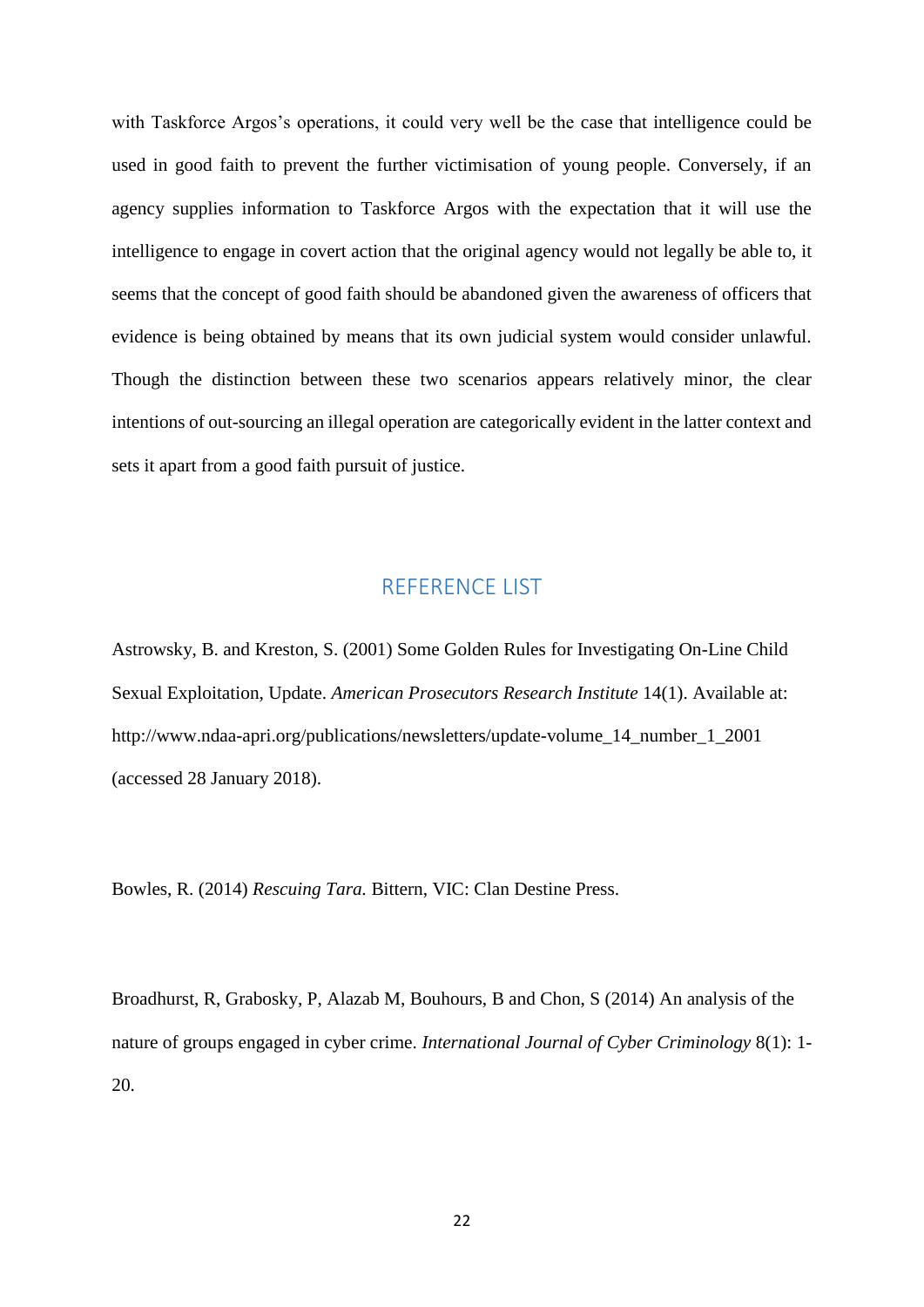with Taskforce Argos's operations, it could very well be the case that intelligence could be used in good faith to prevent the further victimisation of young people. Conversely, if an agency supplies information to Taskforce Argos with the expectation that it will use the intelligence to engage in covert action that the original agency would not legally be able to, it seems that the concept of good faith should be abandoned given the awareness of officers that evidence is being obtained by means that its own judicial system would consider unlawful. Though the distinction between these two scenarios appears relatively minor, the clear intentions of out-sourcing an illegal operation are categorically evident in the latter context and sets it apart from a good faith pursuit of justice.

## REFERENCE LIST

Astrowsky, B. and Kreston, S. (2001) Some Golden Rules for Investigating On-Line Child Sexual Exploitation, Update. *American Prosecutors Research Institute* 14(1). Available at: http://www.ndaa-apri.org/publications/newsletters/update-volume_14_number_1_2001 (accessed 28 January 2018).

Bowles, R. (2014) *Rescuing Tara.* Bittern, VIC: Clan Destine Press.

Broadhurst, R, Grabosky, P, Alazab M, Bouhours, B and Chon, S (2014) An analysis of the nature of groups engaged in cyber crime. *International Journal of Cyber Criminology* 8(1): 1-20.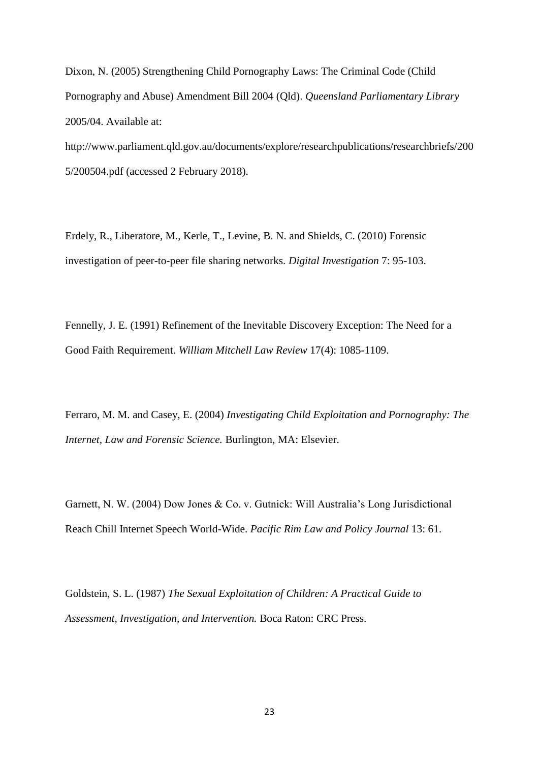Dixon, N. (2005) Strengthening Child Pornography Laws: The Criminal Code (Child Pornography and Abuse) Amendment Bill 2004 (Qld). *Queensland Parliamentary Library* 2005/04. Available at: http://www.parliament.qld.gov.au/documents/explore/researchpublications/researchbriefs/2005/200504.pdf (accessed 2 February 2018).

Erdely, R., Liberatore, M., Kerle, T., Levine, B. N. and Shields, C. (2010) Forensic investigation of peer-to-peer file sharing networks. *Digital Investigation* 7: 95-103.

Fennelly, J. E. (1991) Refinement of the Inevitable Discovery Exception: The Need for a Good Faith Requirement. *William Mitchell Law Review* 17(4): 1085-1109.

Ferraro, M. M. and Casey, E. (2004) *Investigating Child Exploitation and Pornography: The Internet, Law and Forensic Science.* Burlington, MA: Elsevier.

Garnett, N. W. (2004) Dow Jones & Co. v. Gutnick: Will Australia's Long Jurisdictional Reach Chill Internet Speech World-Wide. *Pacific Rim Law and Policy Journal* 13: 61.

Goldstein, S. L. (1987) *The Sexual Exploitation of Children: A Practical Guide to Assessment, Investigation, and Intervention.* Boca Raton: CRC Press.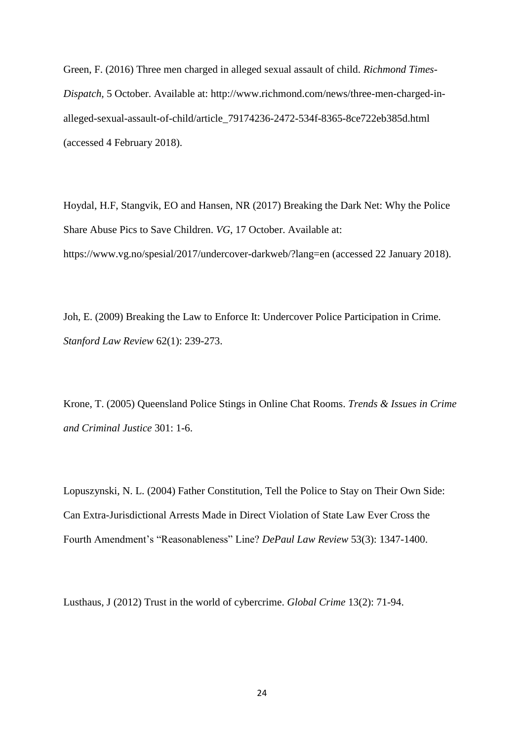Green, F. (2016) Three men charged in alleged sexual assault of child. *Richmond Times-Dispatch*, 5 October. Available at: http://www.richmond.com/news/three-men-charged-in-alleged-sexual-assault-of-child/article_79174236-2472-534f-8365-8ce722eb385d.html (accessed 4 February 2018).

Hoydal, H.F, Stangvik, EO and Hansen, NR (2017) Breaking the Dark Net: Why the Police Share Abuse Pics to Save Children. *VG*, 17 October. Available at: https://www.vg.no/spesial/2017/undercover-darkweb/?lang=en (accessed 22 January 2018).

Joh, E. (2009) Breaking the Law to Enforce It: Undercover Police Participation in Crime. *Stanford Law Review* 62(1): 239-273.

Krone, T. (2005) Queensland Police Stings in Online Chat Rooms. *Trends & Issues in Crime and Criminal Justice* 301: 1-6.

Lopuszynski, N. L. (2004) Father Constitution, Tell the Police to Stay on Their Own Side: Can Extra-Jurisdictional Arrests Made in Direct Violation of State Law Ever Cross the Fourth Amendment's "Reasonableness" Line? *DePaul Law Review* 53(3): 1347-1400.

Lusthaus, J (2012) Trust in the world of cybercrime. *Global Crime* 13(2): 71-94.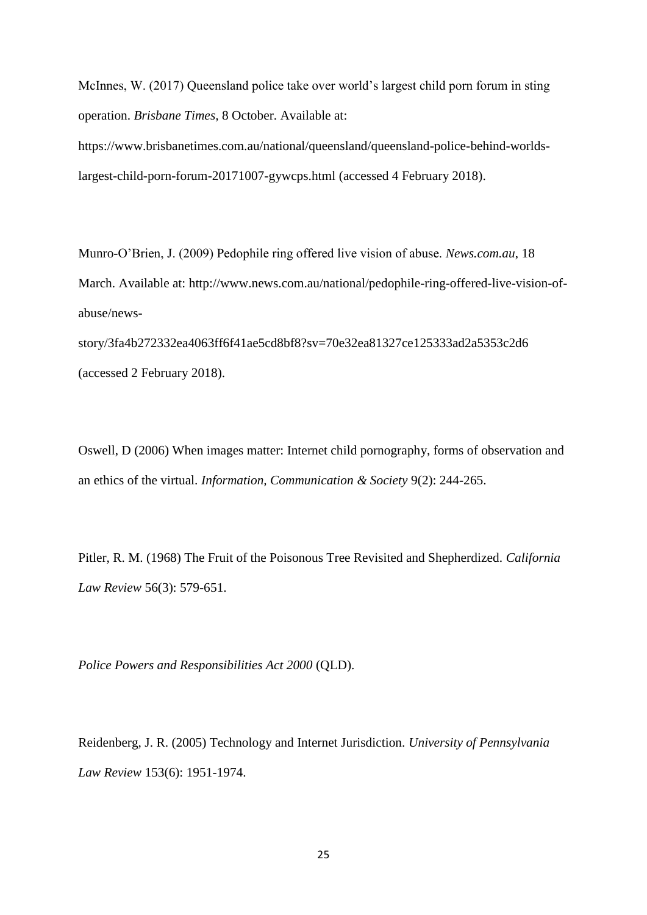McInnes, W. (2017) Queensland police take over world's largest child porn forum in sting operation. *Brisbane Times,* 8 October. Available at: https://www.brisbanetimes.com.au/national/queensland/queensland-police-behind-worlds-largest-child-porn-forum-20171007-gywcps.html (accessed 4 February 2018).

Munro-O'Brien, J. (2009) Pedophile ring offered live vision of abuse. *News.com.au*, 18 March. Available at: http://www.news.com.au/national/pedophile-ring-offered-live-vision-of-abuse/news-story/3fa4b272332ea4063ff6f41ae5cd8bf8?sv=70e32ea81327ce125333ad2a5353c2d6 (accessed 2 February 2018).

Oswell, D (2006) When images matter: Internet child pornography, forms of observation and an ethics of the virtual. *Information, Communication & Society* 9(2): 244-265.

Pitler, R. M. (1968) The Fruit of the Poisonous Tree Revisited and Shepherdized. *California Law Review* 56(3): 579-651.

*Police Powers and Responsibilities Act 2000* (QLD).

Reidenberg, J. R. (2005) Technology and Internet Jurisdiction. *University of Pennsylvania Law Review* 153(6): 1951-1974.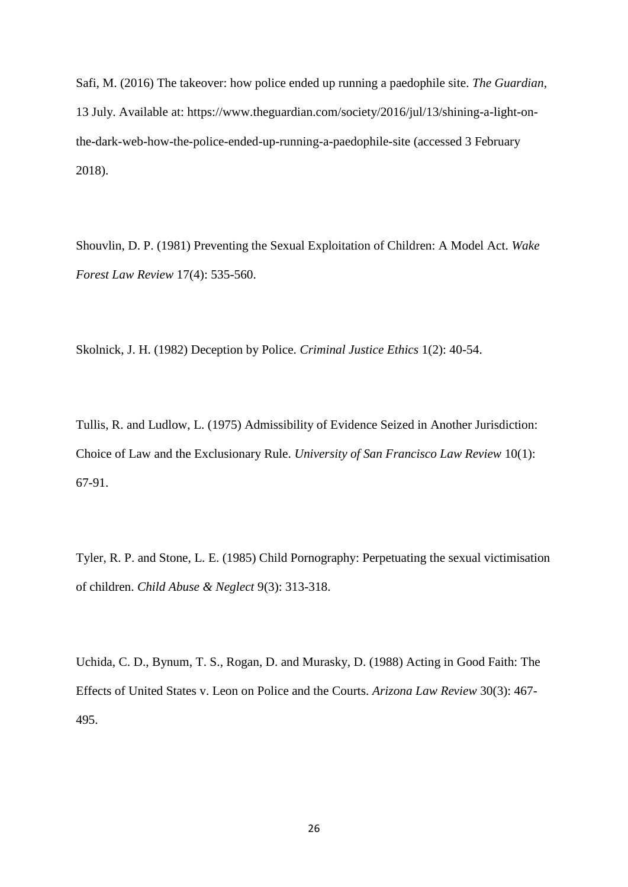Safi, M. (2016) The takeover: how police ended up running a paedophile site. *The Guardian*, 13 July. Available at: https://www.theguardian.com/society/2016/jul/13/shining-a-light-on-the-dark-web-how-the-police-ended-up-running-a-paedophile-site (accessed 3 February 2018).

Shouvlin, D. P. (1981) Preventing the Sexual Exploitation of Children: A Model Act. *Wake Forest Law Review* 17(4): 535-560.

Skolnick, J. H. (1982) Deception by Police. *Criminal Justice Ethics* 1(2): 40-54.

Tullis, R. and Ludlow, L. (1975) Admissibility of Evidence Seized in Another Jurisdiction: Choice of Law and the Exclusionary Rule. *University of San Francisco Law Review* 10(1): 67-91.

Tyler, R. P. and Stone, L. E. (1985) Child Pornography: Perpetuating the sexual victimisation of children. *Child Abuse & Neglect* 9(3): 313-318.

Uchida, C. D., Bynum, T. S., Rogan, D. and Murasky, D. (1988) Acting in Good Faith: The Effects of United States v. Leon on Police and the Courts. *Arizona Law Review* 30(3): 467-495.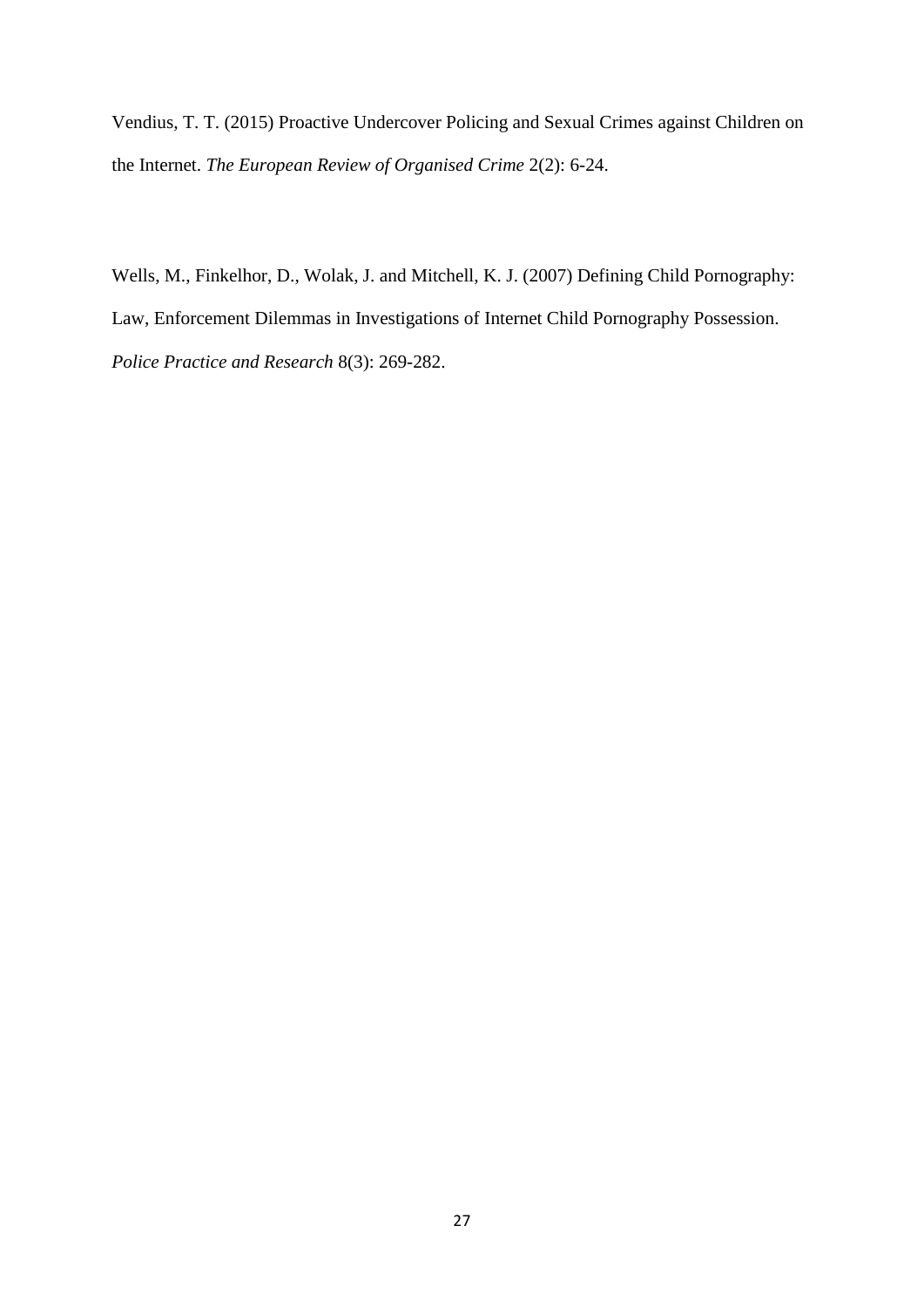Vendius, T. T. (2015) Proactive Undercover Policing and Sexual Crimes against Children on the Internet. *The European Review of Organised Crime* 2(2): 6-24.

Wells, M., Finkelhor, D., Wolak, J. and Mitchell, K. J. (2007) Defining Child Pornography: Law, Enforcement Dilemmas in Investigations of Internet Child Pornography Possession. *Police Practice and Research* 8(3): 269-282.